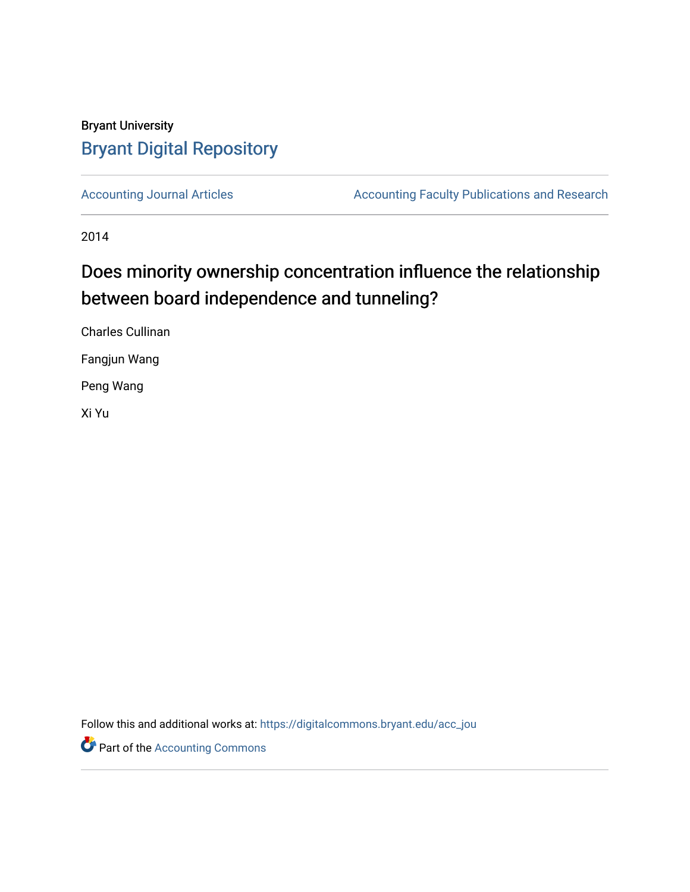Bryant University

# Bryant Digital Repository

Accounting Journal Articles | Accounting Faculty Publications and Research

2014

## Does minority ownership concentration influence the relationship between board independence and tunneling?

Charles Cullinan

Fangjun Wang

Peng Wang

Xi Yu

Follow this and additional works at: https://digitalcommons.bryant.edu/acc_jou

Part of the Accounting Commons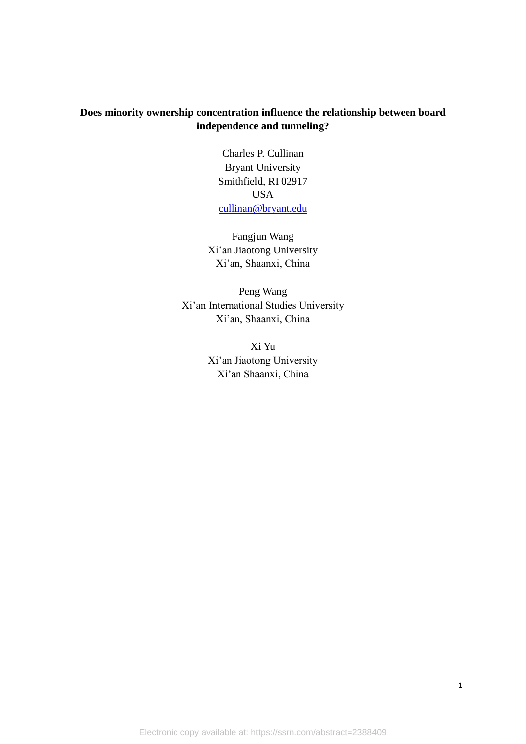**Does minority ownership concentration influence the relationship between board independence and tunneling?**

Charles P. Cullinan
Bryant University
Smithfield, RI 02917
USA
cullinan@bryant.edu

Fangjun Wang
Xi'an Jiaotong University
Xi'an, Shaanxi, China

Peng Wang
Xi'an International Studies University
Xi'an, Shaanxi, China

Xi Yu
Xi'an Jiaotong University
Xi'an Shaanxi, China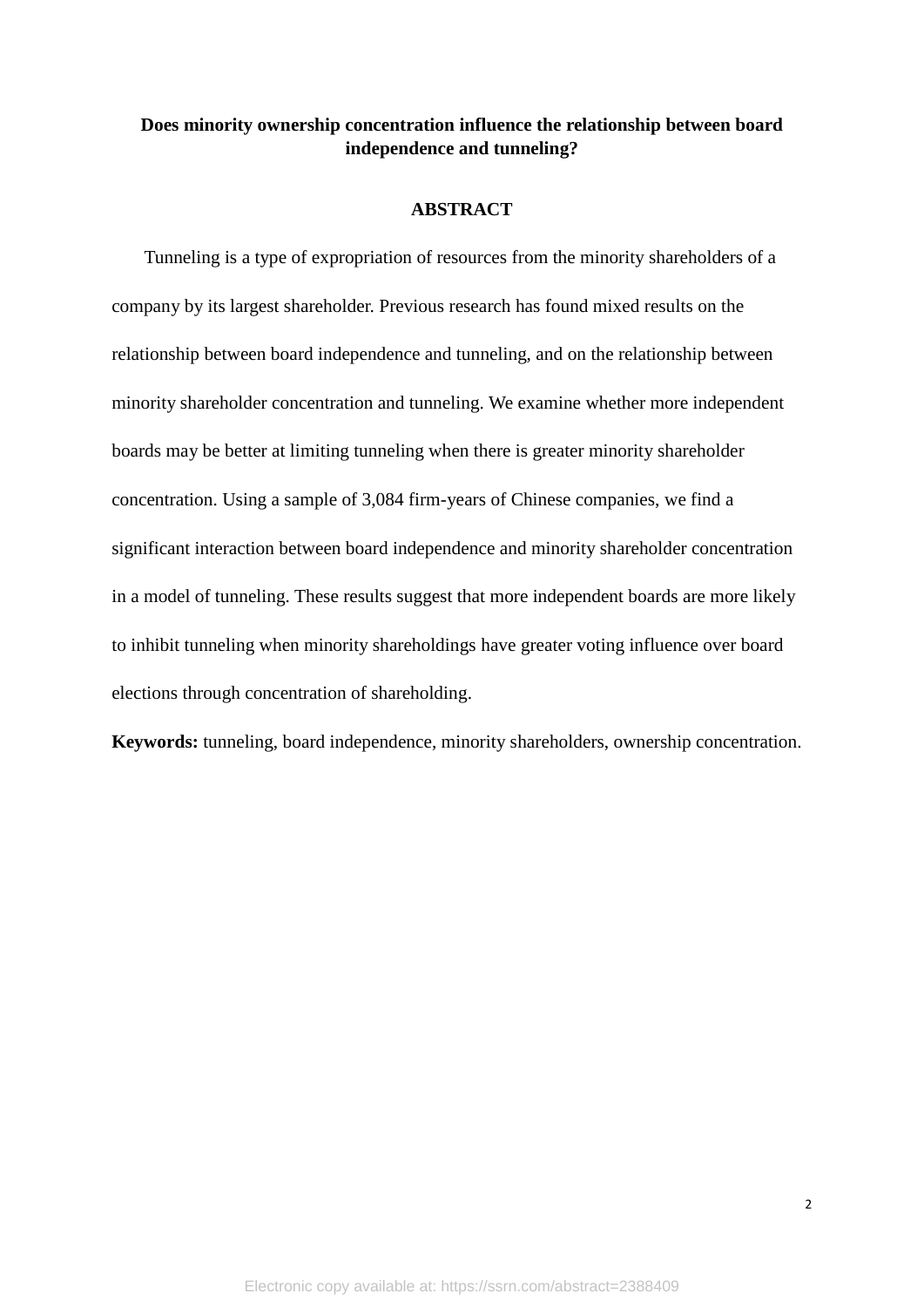**Does minority ownership concentration influence the relationship between board independence and tunneling?**

**ABSTRACT**

Tunneling is a type of expropriation of resources from the minority shareholders of a company by its largest shareholder. Previous research has found mixed results on the relationship between board independence and tunneling, and on the relationship between minority shareholder concentration and tunneling. We examine whether more independent boards may be better at limiting tunneling when there is greater minority shareholder concentration. Using a sample of 3,084 firm-years of Chinese companies, we find a significant interaction between board independence and minority shareholder concentration in a model of tunneling. These results suggest that more independent boards are more likely to inhibit tunneling when minority shareholdings have greater voting influence over board elections through concentration of shareholding.

**Keywords:** tunneling, board independence, minority shareholders, ownership concentration.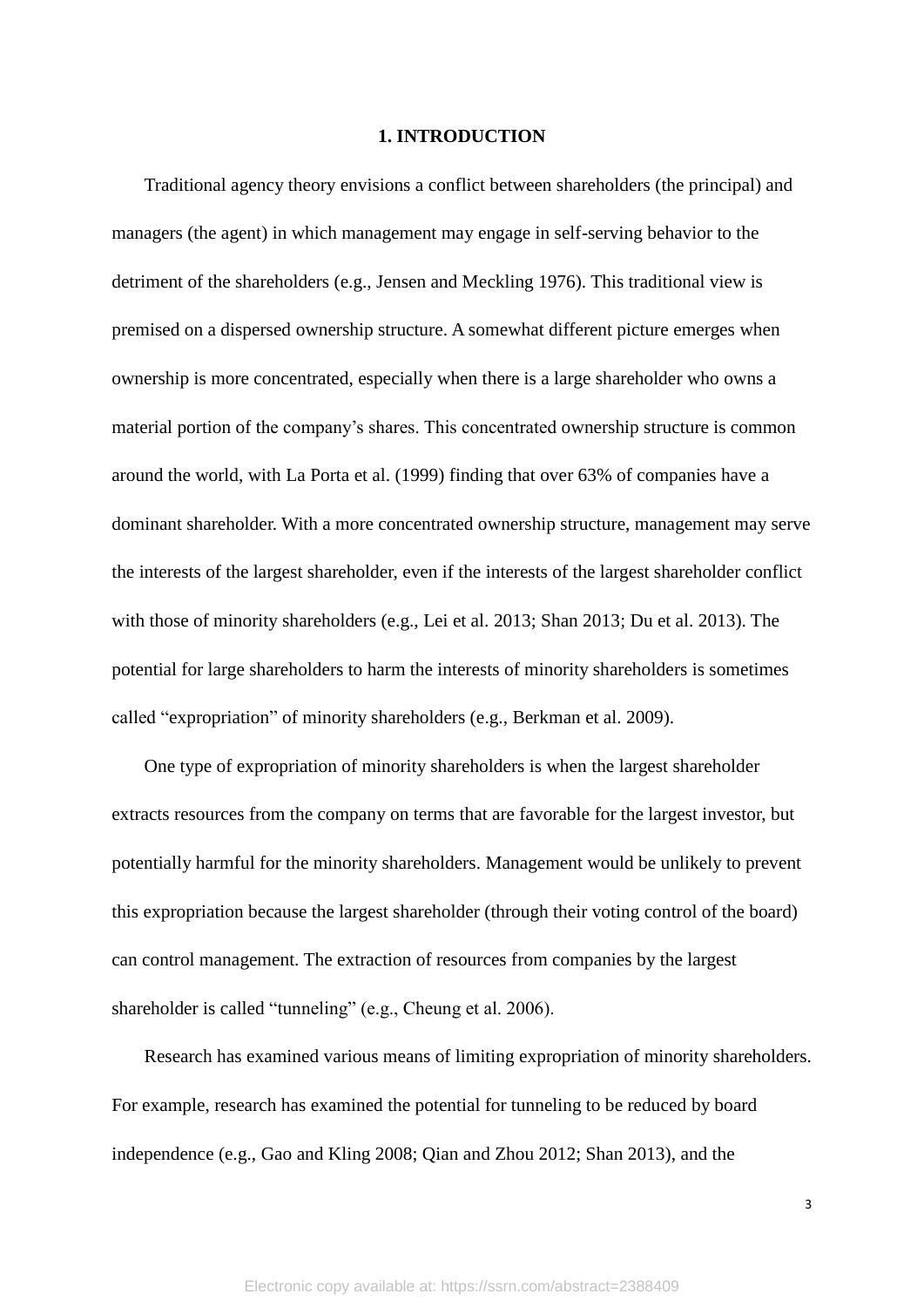# 1. INTRODUCTION

Traditional agency theory envisions a conflict between shareholders (the principal) and managers (the agent) in which management may engage in self-serving behavior to the detriment of the shareholders (e.g., Jensen and Meckling 1976). This traditional view is premised on a dispersed ownership structure. A somewhat different picture emerges when ownership is more concentrated, especially when there is a large shareholder who owns a material portion of the company's shares. This concentrated ownership structure is common around the world, with La Porta et al. (1999) finding that over 63% of companies have a dominant shareholder. With a more concentrated ownership structure, management may serve the interests of the largest shareholder, even if the interests of the largest shareholder conflict with those of minority shareholders (e.g., Lei et al. 2013; Shan 2013; Du et al. 2013). The potential for large shareholders to harm the interests of minority shareholders is sometimes called "expropriation" of minority shareholders (e.g., Berkman et al. 2009).

One type of expropriation of minority shareholders is when the largest shareholder extracts resources from the company on terms that are favorable for the largest investor, but potentially harmful for the minority shareholders. Management would be unlikely to prevent this expropriation because the largest shareholder (through their voting control of the board) can control management. The extraction of resources from companies by the largest shareholder is called "tunneling" (e.g., Cheung et al. 2006).

Research has examined various means of limiting expropriation of minority shareholders. For example, research has examined the potential for tunneling to be reduced by board independence (e.g., Gao and Kling 2008; Qian and Zhou 2012; Shan 2013), and the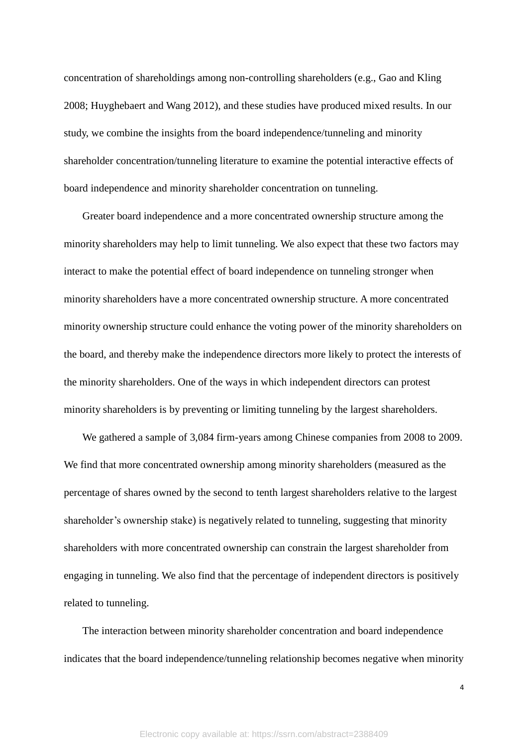concentration of shareholdings among non-controlling shareholders (e.g., Gao and Kling 2008; Huyghebaert and Wang 2012), and these studies have produced mixed results. In our study, we combine the insights from the board independence/tunneling and minority shareholder concentration/tunneling literature to examine the potential interactive effects of board independence and minority shareholder concentration on tunneling.

Greater board independence and a more concentrated ownership structure among the minority shareholders may help to limit tunneling. We also expect that these two factors may interact to make the potential effect of board independence on tunneling stronger when minority shareholders have a more concentrated ownership structure. A more concentrated minority ownership structure could enhance the voting power of the minority shareholders on the board, and thereby make the independence directors more likely to protect the interests of the minority shareholders. One of the ways in which independent directors can protest minority shareholders is by preventing or limiting tunneling by the largest shareholders.

We gathered a sample of 3,084 firm-years among Chinese companies from 2008 to 2009. We find that more concentrated ownership among minority shareholders (measured as the percentage of shares owned by the second to tenth largest shareholders relative to the largest shareholder's ownership stake) is negatively related to tunneling, suggesting that minority shareholders with more concentrated ownership can constrain the largest shareholder from engaging in tunneling. We also find that the percentage of independent directors is positively related to tunneling.

The interaction between minority shareholder concentration and board independence indicates that the board independence/tunneling relationship becomes negative when minority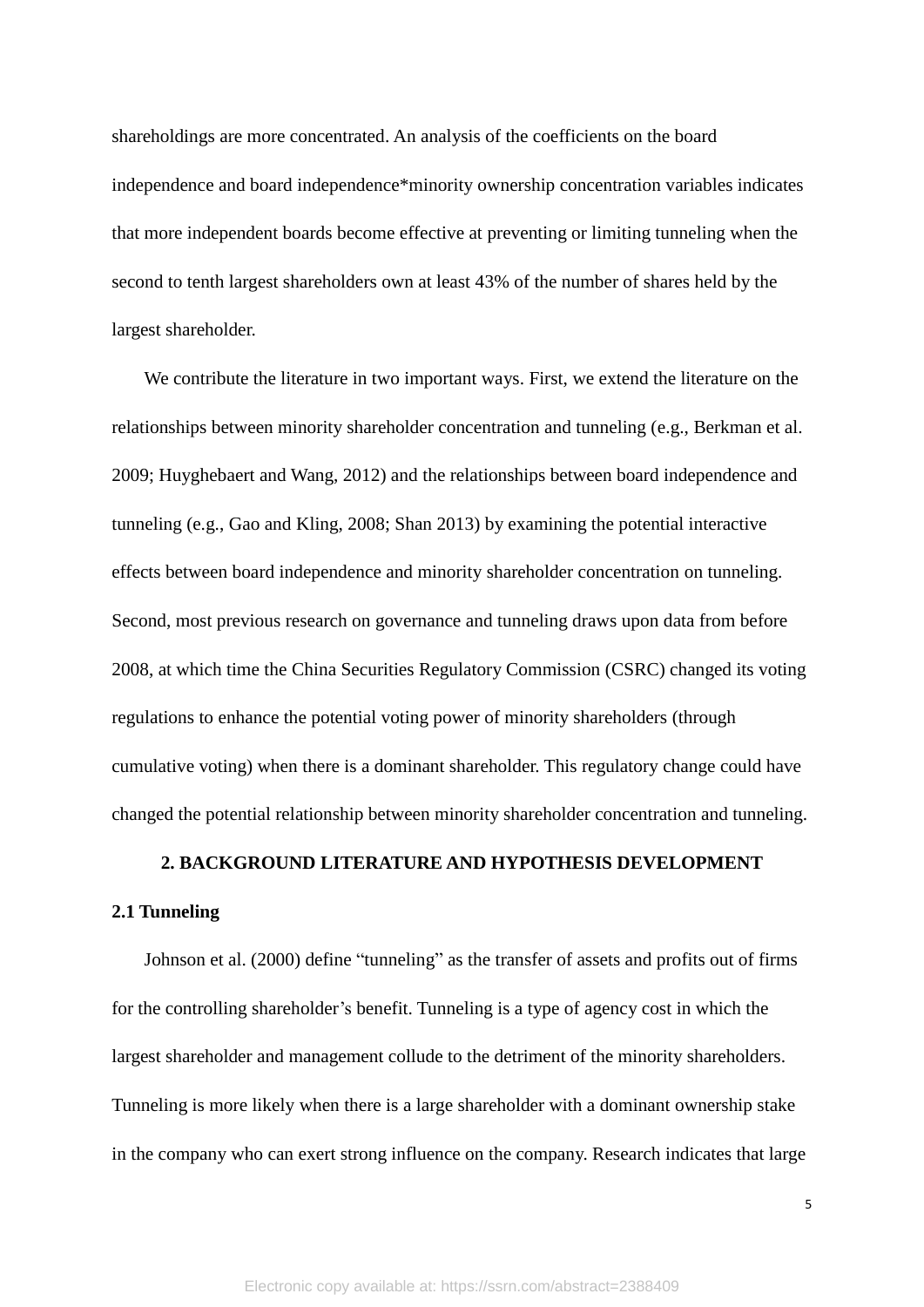shareholdings are more concentrated. An analysis of the coefficients on the board independence and board independence*minority ownership concentration variables indicates that more independent boards become effective at preventing or limiting tunneling when the second to tenth largest shareholders own at least 43% of the number of shares held by the largest shareholder.

We contribute the literature in two important ways. First, we extend the literature on the relationships between minority shareholder concentration and tunneling (e.g., Berkman et al. 2009; Huyghebaert and Wang, 2012) and the relationships between board independence and tunneling (e.g., Gao and Kling, 2008; Shan 2013) by examining the potential interactive effects between board independence and minority shareholder concentration on tunneling. Second, most previous research on governance and tunneling draws upon data from before 2008, at which time the China Securities Regulatory Commission (CSRC) changed its voting regulations to enhance the potential voting power of minority shareholders (through cumulative voting) when there is a dominant shareholder. This regulatory change could have changed the potential relationship between minority shareholder concentration and tunneling.

## 2. BACKGROUND LITERATURE AND HYPOTHESIS DEVELOPMENT

### 2.1 Tunneling

Johnson et al. (2000) define "tunneling" as the transfer of assets and profits out of firms for the controlling shareholder's benefit. Tunneling is a type of agency cost in which the largest shareholder and management collude to the detriment of the minority shareholders. Tunneling is more likely when there is a large shareholder with a dominant ownership stake in the company who can exert strong influence on the company. Research indicates that large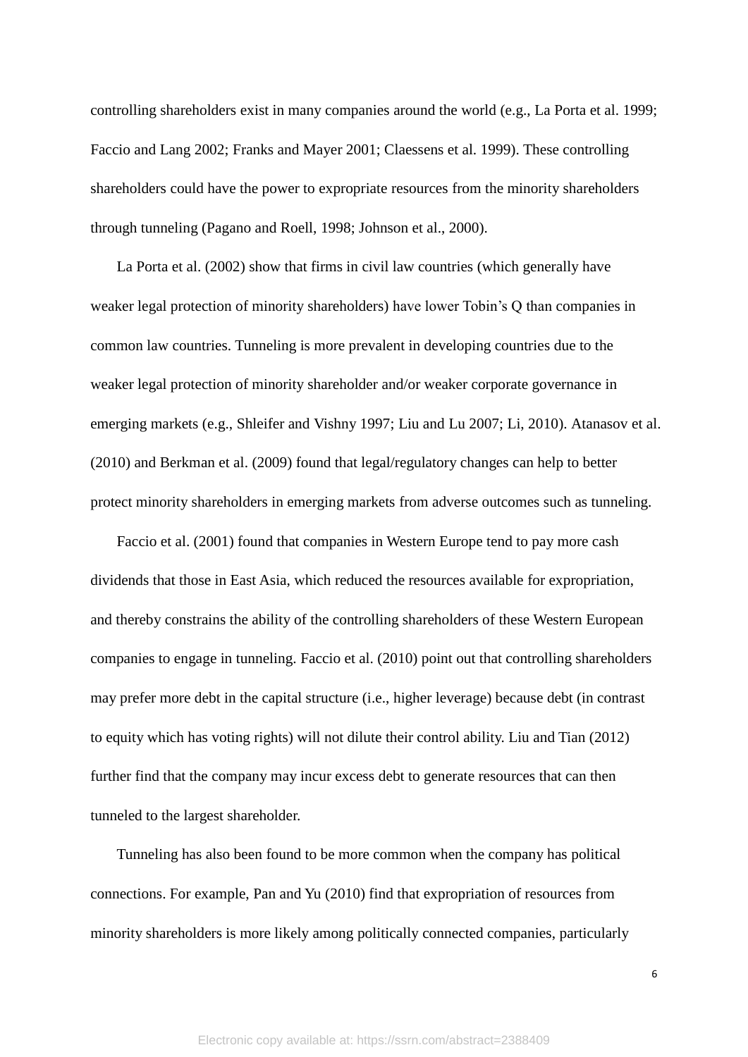controlling shareholders exist in many companies around the world (e.g., La Porta et al. 1999; Faccio and Lang 2002; Franks and Mayer 2001; Claessens et al. 1999). These controlling shareholders could have the power to expropriate resources from the minority shareholders through tunneling (Pagano and Roell, 1998; Johnson et al., 2000).

La Porta et al. (2002) show that firms in civil law countries (which generally have weaker legal protection of minority shareholders) have lower Tobin's Q than companies in common law countries. Tunneling is more prevalent in developing countries due to the weaker legal protection of minority shareholder and/or weaker corporate governance in emerging markets (e.g., Shleifer and Vishny 1997; Liu and Lu 2007; Li, 2010). Atanasov et al. (2010) and Berkman et al. (2009) found that legal/regulatory changes can help to better protect minority shareholders in emerging markets from adverse outcomes such as tunneling.

Faccio et al. (2001) found that companies in Western Europe tend to pay more cash dividends that those in East Asia, which reduced the resources available for expropriation, and thereby constrains the ability of the controlling shareholders of these Western European companies to engage in tunneling. Faccio et al. (2010) point out that controlling shareholders may prefer more debt in the capital structure (i.e., higher leverage) because debt (in contrast to equity which has voting rights) will not dilute their control ability. Liu and Tian (2012) further find that the company may incur excess debt to generate resources that can then tunneled to the largest shareholder.

Tunneling has also been found to be more common when the company has political connections. For example, Pan and Yu (2010) find that expropriation of resources from minority shareholders is more likely among politically connected companies, particularly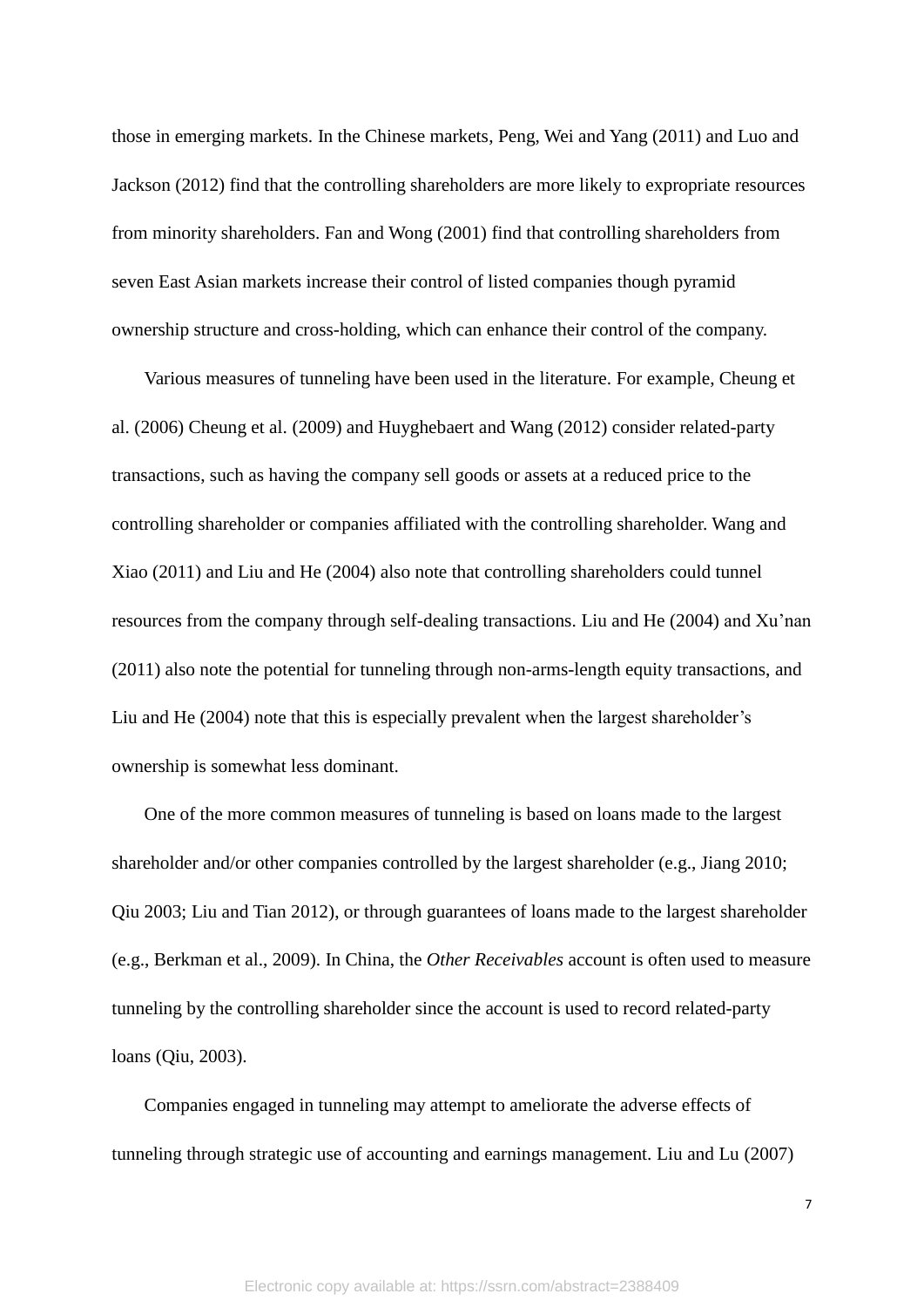those in emerging markets. In the Chinese markets, Peng, Wei and Yang (2011) and Luo and Jackson (2012) find that the controlling shareholders are more likely to expropriate resources from minority shareholders. Fan and Wong (2001) find that controlling shareholders from seven East Asian markets increase their control of listed companies though pyramid ownership structure and cross-holding, which can enhance their control of the company.

Various measures of tunneling have been used in the literature. For example, Cheung et al. (2006) Cheung et al. (2009) and Huyghebaert and Wang (2012) consider related-party transactions, such as having the company sell goods or assets at a reduced price to the controlling shareholder or companies affiliated with the controlling shareholder. Wang and Xiao (2011) and Liu and He (2004) also note that controlling shareholders could tunnel resources from the company through self-dealing transactions. Liu and He (2004) and Xu'nan (2011) also note the potential for tunneling through non-arms-length equity transactions, and Liu and He (2004) note that this is especially prevalent when the largest shareholder's ownership is somewhat less dominant.

One of the more common measures of tunneling is based on loans made to the largest shareholder and/or other companies controlled by the largest shareholder (e.g., Jiang 2010; Qiu 2003; Liu and Tian 2012), or through guarantees of loans made to the largest shareholder (e.g., Berkman et al., 2009). In China, the *Other Receivables* account is often used to measure tunneling by the controlling shareholder since the account is used to record related-party loans (Qiu, 2003).

Companies engaged in tunneling may attempt to ameliorate the adverse effects of tunneling through strategic use of accounting and earnings management. Liu and Lu (2007)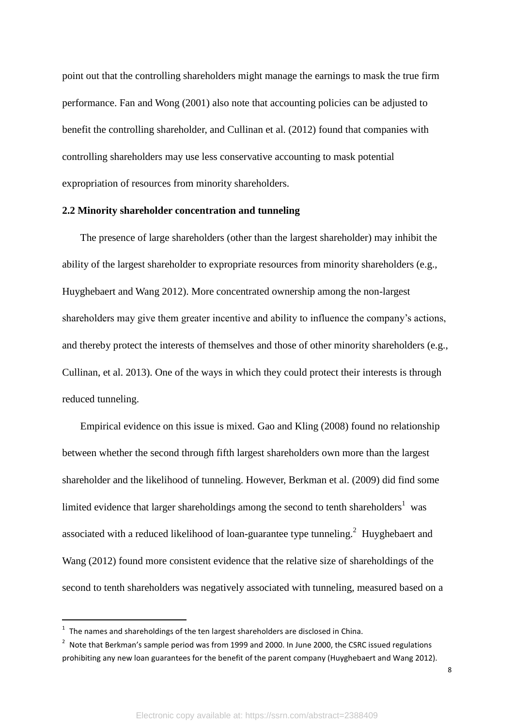point out that the controlling shareholders might manage the earnings to mask the true firm performance. Fan and Wong (2001) also note that accounting policies can be adjusted to benefit the controlling shareholder, and Cullinan et al. (2012) found that companies with controlling shareholders may use less conservative accounting to mask potential expropriation of resources from minority shareholders.

### 2.2 Minority shareholder concentration and tunneling

The presence of large shareholders (other than the largest shareholder) may inhibit the ability of the largest shareholder to expropriate resources from minority shareholders (e.g., Huyghebaert and Wang 2012). More concentrated ownership among the non-largest shareholders may give them greater incentive and ability to influence the company's actions, and thereby protect the interests of themselves and those of other minority shareholders (e.g., Cullinan, et al. 2013). One of the ways in which they could protect their interests is through reduced tunneling.

Empirical evidence on this issue is mixed. Gao and Kling (2008) found no relationship between whether the second through fifth largest shareholders own more than the largest shareholder and the likelihood of tunneling. However, Berkman et al. (2009) did find some limited evidence that larger shareholdings among the second to tenth shareholders[1] was associated with a reduced likelihood of loan-guarantee type tunneling.[2] Huyghebaert and Wang (2012) found more consistent evidence that the relative size of shareholdings of the second to tenth shareholders was negatively associated with tunneling, measured based on a

---

[1] The names and shareholdings of the ten largest shareholders are disclosed in China.

[2] Note that Berkman's sample period was from 1999 and 2000. In June 2000, the CSRC issued regulations prohibiting any new loan guarantees for the benefit of the parent company (Huyghebaert and Wang 2012).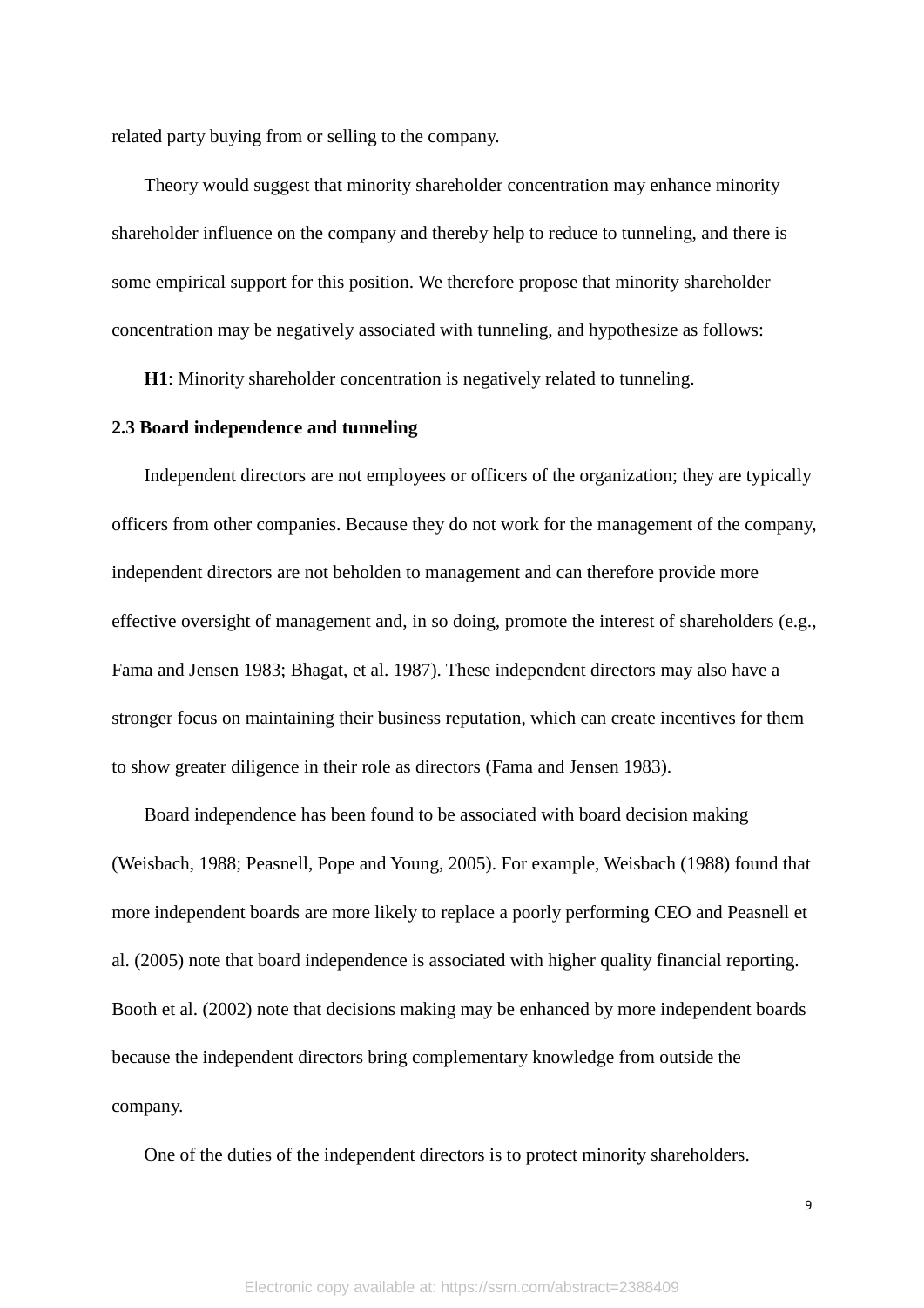related party buying from or selling to the company.

Theory would suggest that minority shareholder concentration may enhance minority shareholder influence on the company and thereby help to reduce to tunneling, and there is some empirical support for this position. We therefore propose that minority shareholder concentration may be negatively associated with tunneling, and hypothesize as follows:

**H1**: Minority shareholder concentration is negatively related to tunneling.

### 2.3 Board independence and tunneling

Independent directors are not employees or officers of the organization; they are typically officers from other companies. Because they do not work for the management of the company, independent directors are not beholden to management and can therefore provide more effective oversight of management and, in so doing, promote the interest of shareholders (e.g., Fama and Jensen 1983; Bhagat, et al. 1987). These independent directors may also have a stronger focus on maintaining their business reputation, which can create incentives for them to show greater diligence in their role as directors (Fama and Jensen 1983).

Board independence has been found to be associated with board decision making (Weisbach, 1988; Peasnell, Pope and Young, 2005). For example, Weisbach (1988) found that more independent boards are more likely to replace a poorly performing CEO and Peasnell et al. (2005) note that board independence is associated with higher quality financial reporting. Booth et al. (2002) note that decisions making may be enhanced by more independent boards because the independent directors bring complementary knowledge from outside the company.

One of the duties of the independent directors is to protect minority shareholders.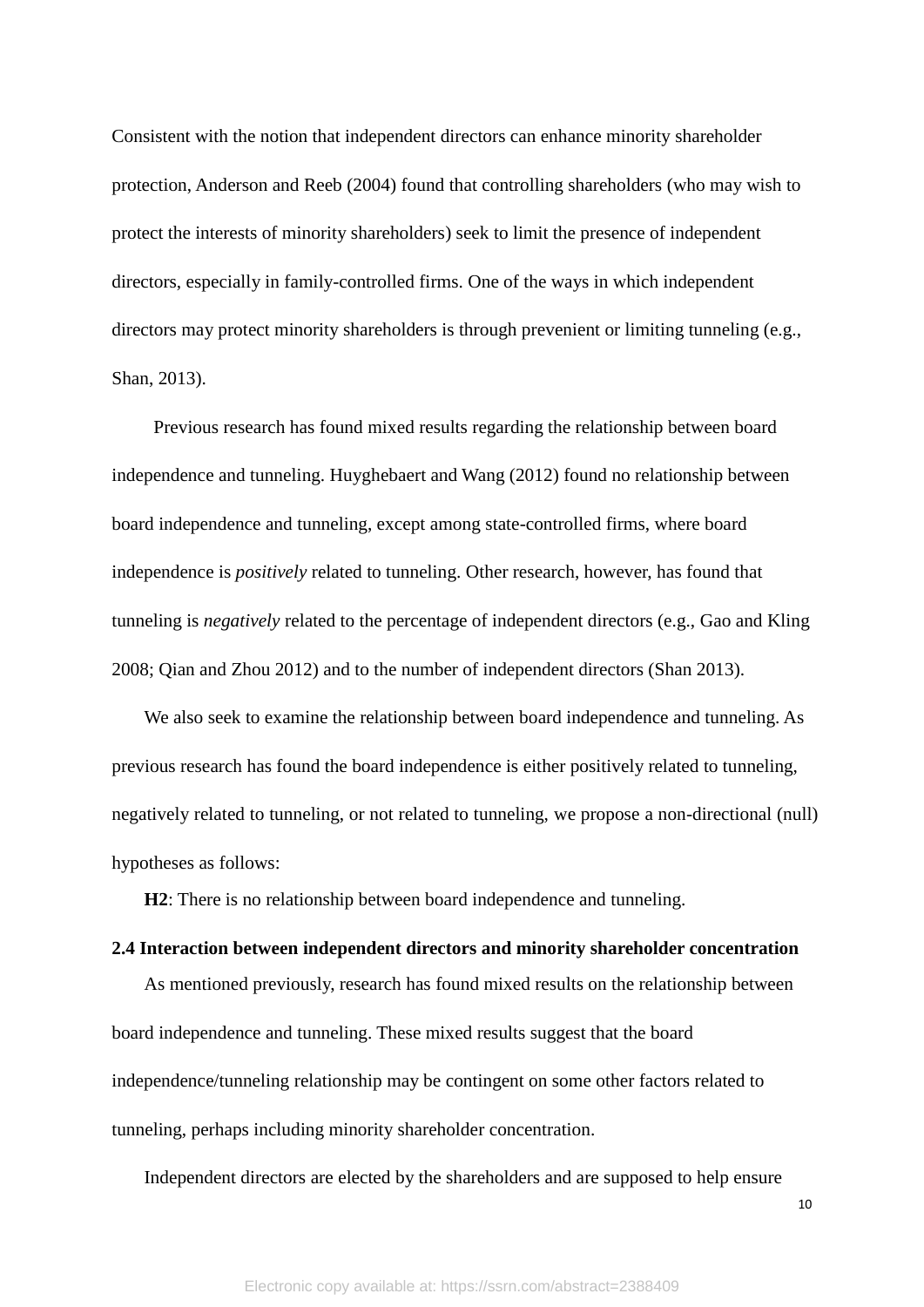Consistent with the notion that independent directors can enhance minority shareholder protection, Anderson and Reeb (2004) found that controlling shareholders (who may wish to protect the interests of minority shareholders) seek to limit the presence of independent directors, especially in family-controlled firms. One of the ways in which independent directors may protect minority shareholders is through prevenient or limiting tunneling (e.g., Shan, 2013).

Previous research has found mixed results regarding the relationship between board independence and tunneling. Huyghebaert and Wang (2012) found no relationship between board independence and tunneling, except among state-controlled firms, where board independence is *positively* related to tunneling. Other research, however, has found that tunneling is *negatively* related to the percentage of independent directors (e.g., Gao and Kling 2008; Qian and Zhou 2012) and to the number of independent directors (Shan 2013).

We also seek to examine the relationship between board independence and tunneling. As previous research has found the board independence is either positively related to tunneling, negatively related to tunneling, or not related to tunneling, we propose a non-directional (null) hypotheses as follows:

**H2**: There is no relationship between board independence and tunneling.

### 2.4 Interaction between independent directors and minority shareholder concentration

As mentioned previously, research has found mixed results on the relationship between board independence and tunneling. These mixed results suggest that the board independence/tunneling relationship may be contingent on some other factors related to tunneling, perhaps including minority shareholder concentration.

Independent directors are elected by the shareholders and are supposed to help ensure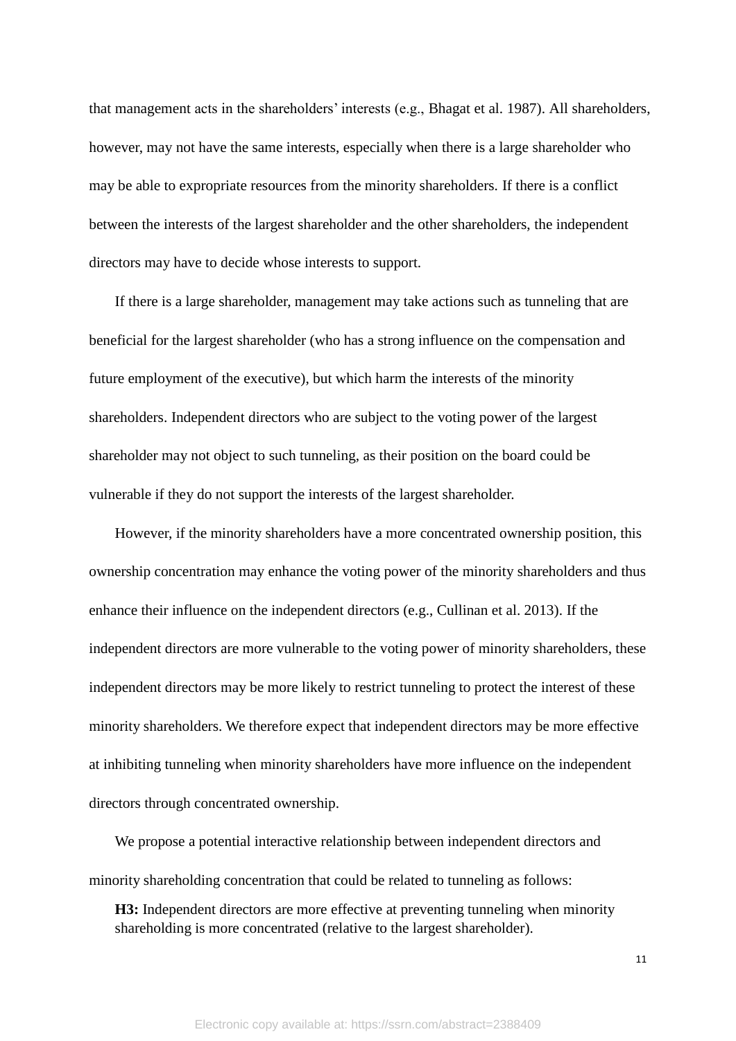that management acts in the shareholders' interests (e.g., Bhagat et al. 1987). All shareholders, however, may not have the same interests, especially when there is a large shareholder who may be able to expropriate resources from the minority shareholders. If there is a conflict between the interests of the largest shareholder and the other shareholders, the independent directors may have to decide whose interests to support.

If there is a large shareholder, management may take actions such as tunneling that are beneficial for the largest shareholder (who has a strong influence on the compensation and future employment of the executive), but which harm the interests of the minority shareholders. Independent directors who are subject to the voting power of the largest shareholder may not object to such tunneling, as their position on the board could be vulnerable if they do not support the interests of the largest shareholder.

However, if the minority shareholders have a more concentrated ownership position, this ownership concentration may enhance the voting power of the minority shareholders and thus enhance their influence on the independent directors (e.g., Cullinan et al. 2013). If the independent directors are more vulnerable to the voting power of minority shareholders, these independent directors may be more likely to restrict tunneling to protect the interest of these minority shareholders. We therefore expect that independent directors may be more effective at inhibiting tunneling when minority shareholders have more influence on the independent directors through concentrated ownership.

We propose a potential interactive relationship between independent directors and minority shareholding concentration that could be related to tunneling as follows:

> **H3:** Independent directors are more effective at preventing tunneling when minority shareholding is more concentrated (relative to the largest shareholder).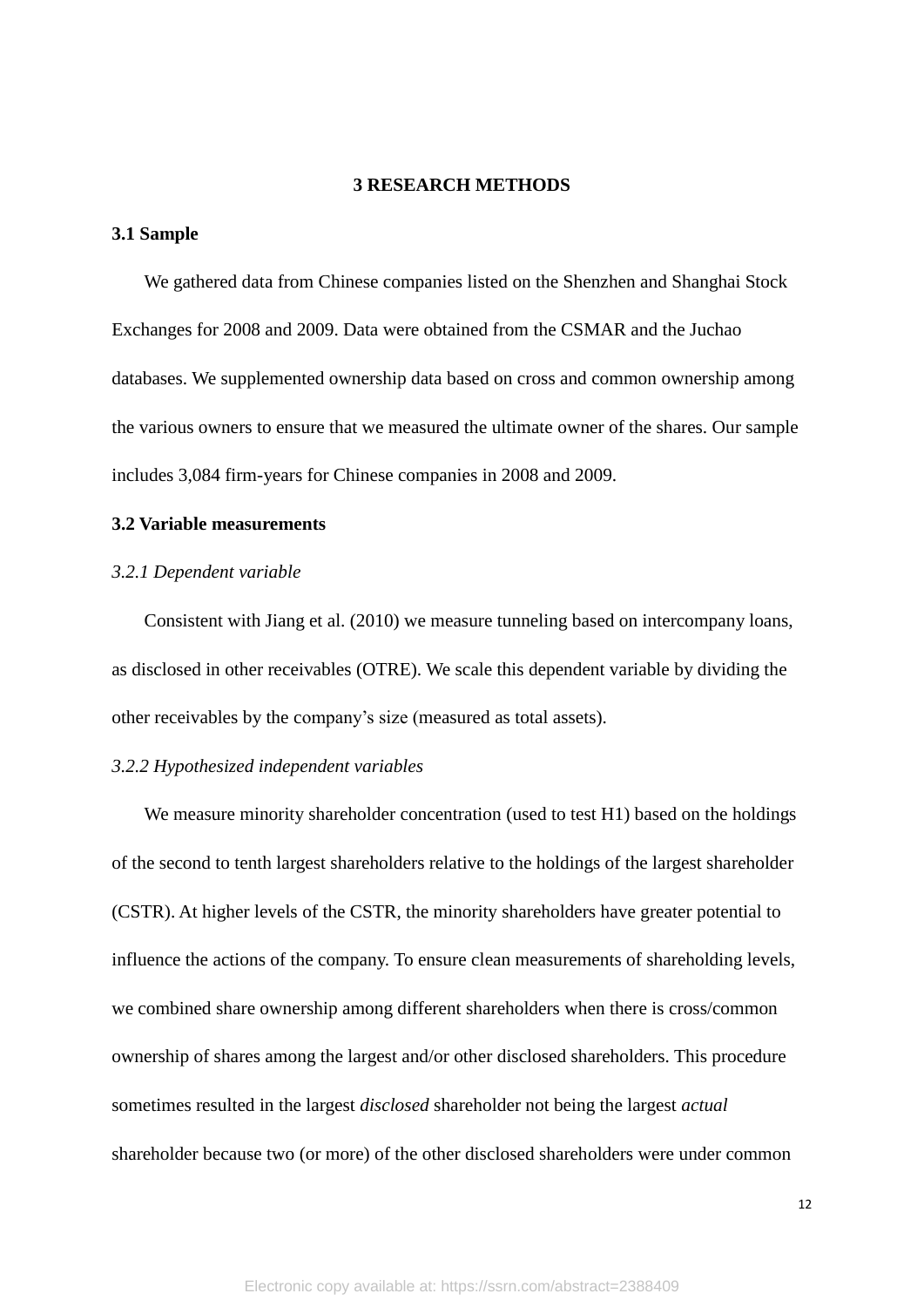## 3 RESEARCH METHODS

### 3.1 Sample

We gathered data from Chinese companies listed on the Shenzhen and Shanghai Stock Exchanges for 2008 and 2009. Data were obtained from the CSMAR and the Juchao databases. We supplemented ownership data based on cross and common ownership among the various owners to ensure that we measured the ultimate owner of the shares. Our sample includes 3,084 firm-years for Chinese companies in 2008 and 2009.

### 3.2 Variable measurements

#### *3.2.1 Dependent variable*

Consistent with Jiang et al. (2010) we measure tunneling based on intercompany loans, as disclosed in other receivables (OTRE). We scale this dependent variable by dividing the other receivables by the company's size (measured as total assets).

#### *3.2.2 Hypothesized independent variables*

We measure minority shareholder concentration (used to test H1) based on the holdings of the second to tenth largest shareholders relative to the holdings of the largest shareholder (CSTR). At higher levels of the CSTR, the minority shareholders have greater potential to influence the actions of the company. To ensure clean measurements of shareholding levels, we combined share ownership among different shareholders when there is cross/common ownership of shares among the largest and/or other disclosed shareholders. This procedure sometimes resulted in the largest *disclosed* shareholder not being the largest *actual* shareholder because two (or more) of the other disclosed shareholders were under common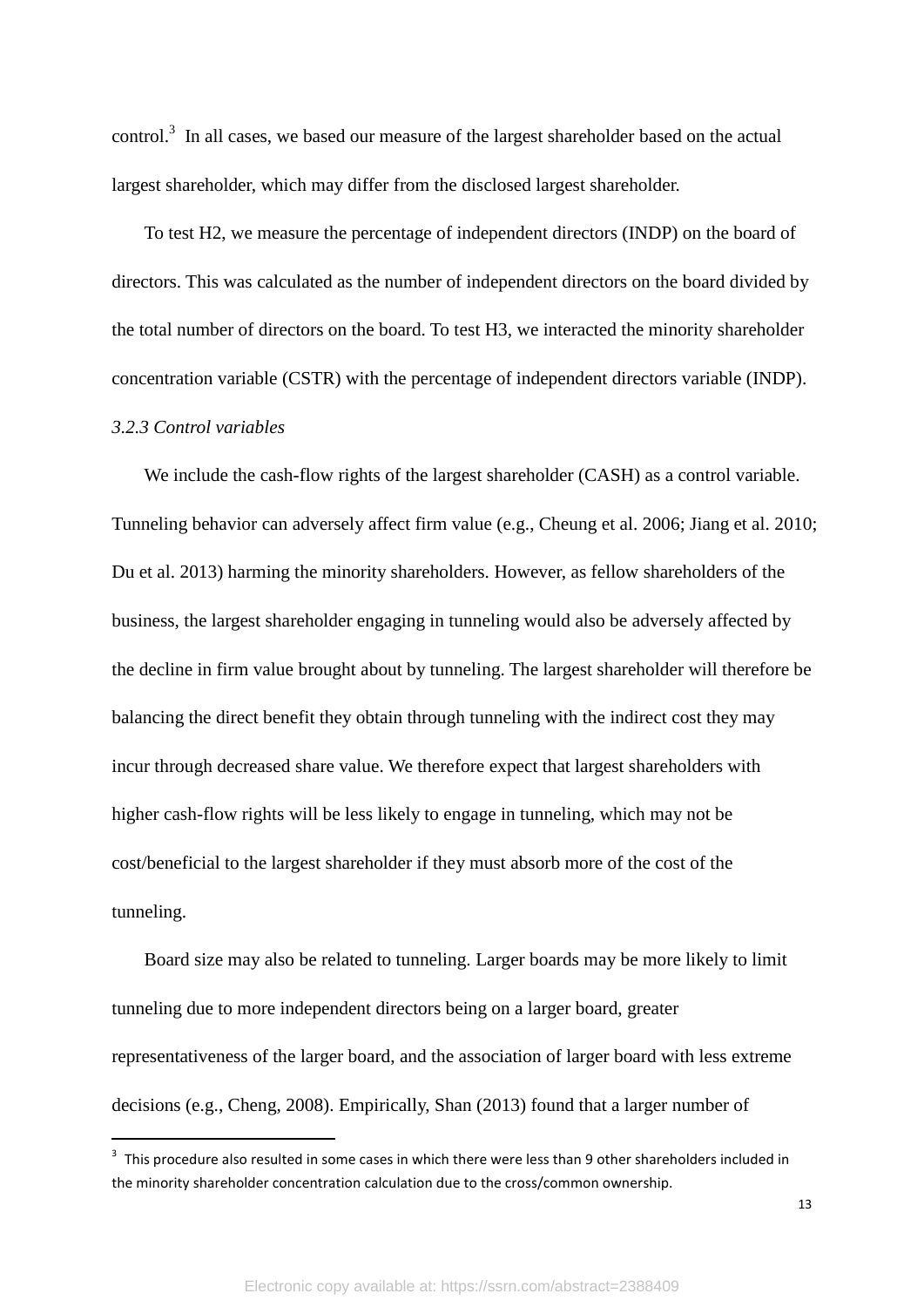control.[3] In all cases, we based our measure of the largest shareholder based on the actual largest shareholder, which may differ from the disclosed largest shareholder.

To test H2, we measure the percentage of independent directors (INDP) on the board of directors. This was calculated as the number of independent directors on the board divided by the total number of directors on the board. To test H3, we interacted the minority shareholder concentration variable (CSTR) with the percentage of independent directors variable (INDP).

*3.2.3 Control variables*

We include the cash-flow rights of the largest shareholder (CASH) as a control variable. Tunneling behavior can adversely affect firm value (e.g., Cheung et al. 2006; Jiang et al. 2010; Du et al. 2013) harming the minority shareholders. However, as fellow shareholders of the business, the largest shareholder engaging in tunneling would also be adversely affected by the decline in firm value brought about by tunneling. The largest shareholder will therefore be balancing the direct benefit they obtain through tunneling with the indirect cost they may incur through decreased share value. We therefore expect that largest shareholders with higher cash-flow rights will be less likely to engage in tunneling, which may not be cost/beneficial to the largest shareholder if they must absorb more of the cost of the tunneling.

Board size may also be related to tunneling. Larger boards may be more likely to limit tunneling due to more independent directors being on a larger board, greater representativeness of the larger board, and the association of larger board with less extreme decisions (e.g., Cheng, 2008). Empirically, Shan (2013) found that a larger number of

---

[3] This procedure also resulted in some cases in which there were less than 9 other shareholders included in the minority shareholder concentration calculation due to the cross/common ownership.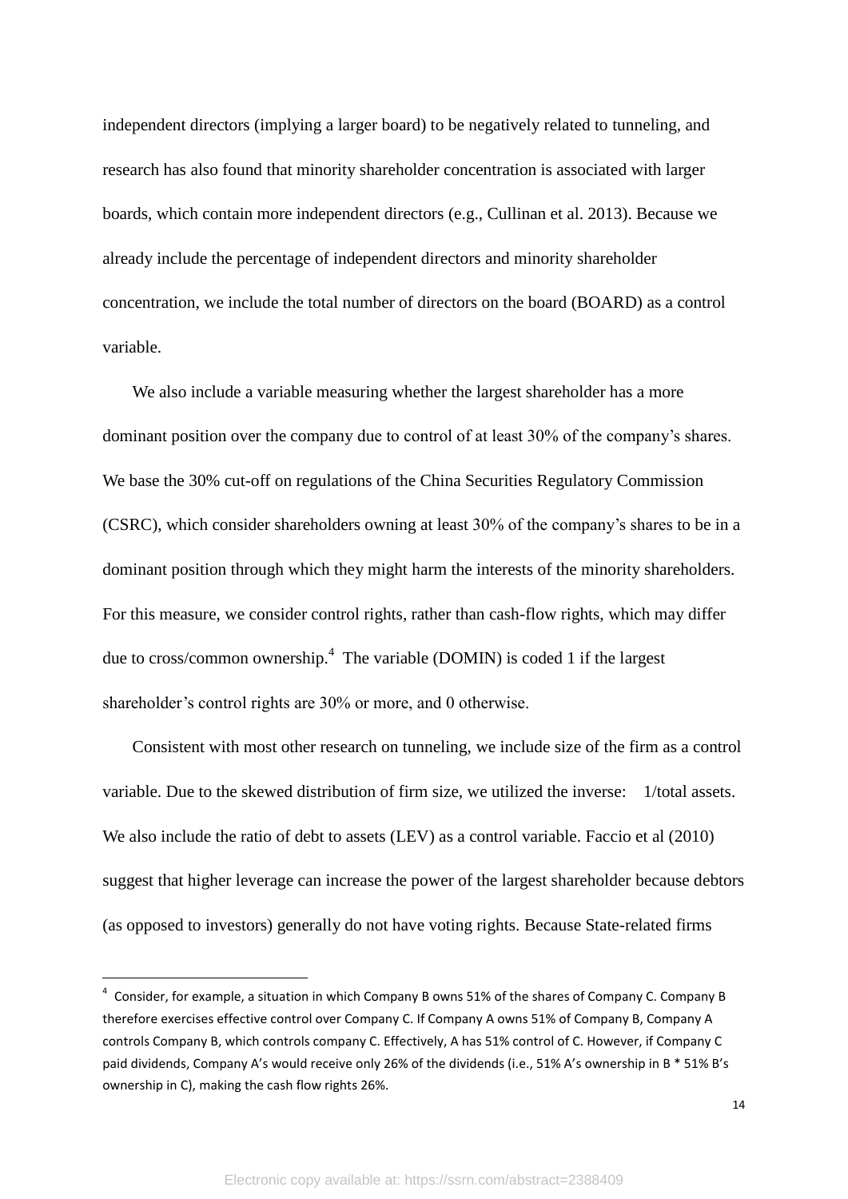independent directors (implying a larger board) to be negatively related to tunneling, and research has also found that minority shareholder concentration is associated with larger boards, which contain more independent directors (e.g., Cullinan et al. 2013). Because we already include the percentage of independent directors and minority shareholder concentration, we include the total number of directors on the board (BOARD) as a control variable.

We also include a variable measuring whether the largest shareholder has a more dominant position over the company due to control of at least 30% of the company's shares. We base the 30% cut-off on regulations of the China Securities Regulatory Commission (CSRC), which consider shareholders owning at least 30% of the company's shares to be in a dominant position through which they might harm the interests of the minority shareholders. For this measure, we consider control rights, rather than cash-flow rights, which may differ due to cross/common ownership.[4] The variable (DOMIN) is coded 1 if the largest shareholder's control rights are 30% or more, and 0 otherwise.

Consistent with most other research on tunneling, we include size of the firm as a control variable. Due to the skewed distribution of firm size, we utilized the inverse: 1/total assets. We also include the ratio of debt to assets (LEV) as a control variable. Faccio et al (2010) suggest that higher leverage can increase the power of the largest shareholder because debtors (as opposed to investors) generally do not have voting rights. Because State-related firms

---

[4] Consider, for example, a situation in which Company B owns 51% of the shares of Company C. Company B therefore exercises effective control over Company C. If Company A owns 51% of Company B, Company A controls Company B, which controls company C. Effectively, A has 51% control of C. However, if Company C paid dividends, Company A's would receive only 26% of the dividends (i.e., 51% A's ownership in B * 51% B's ownership in C), making the cash flow rights 26%.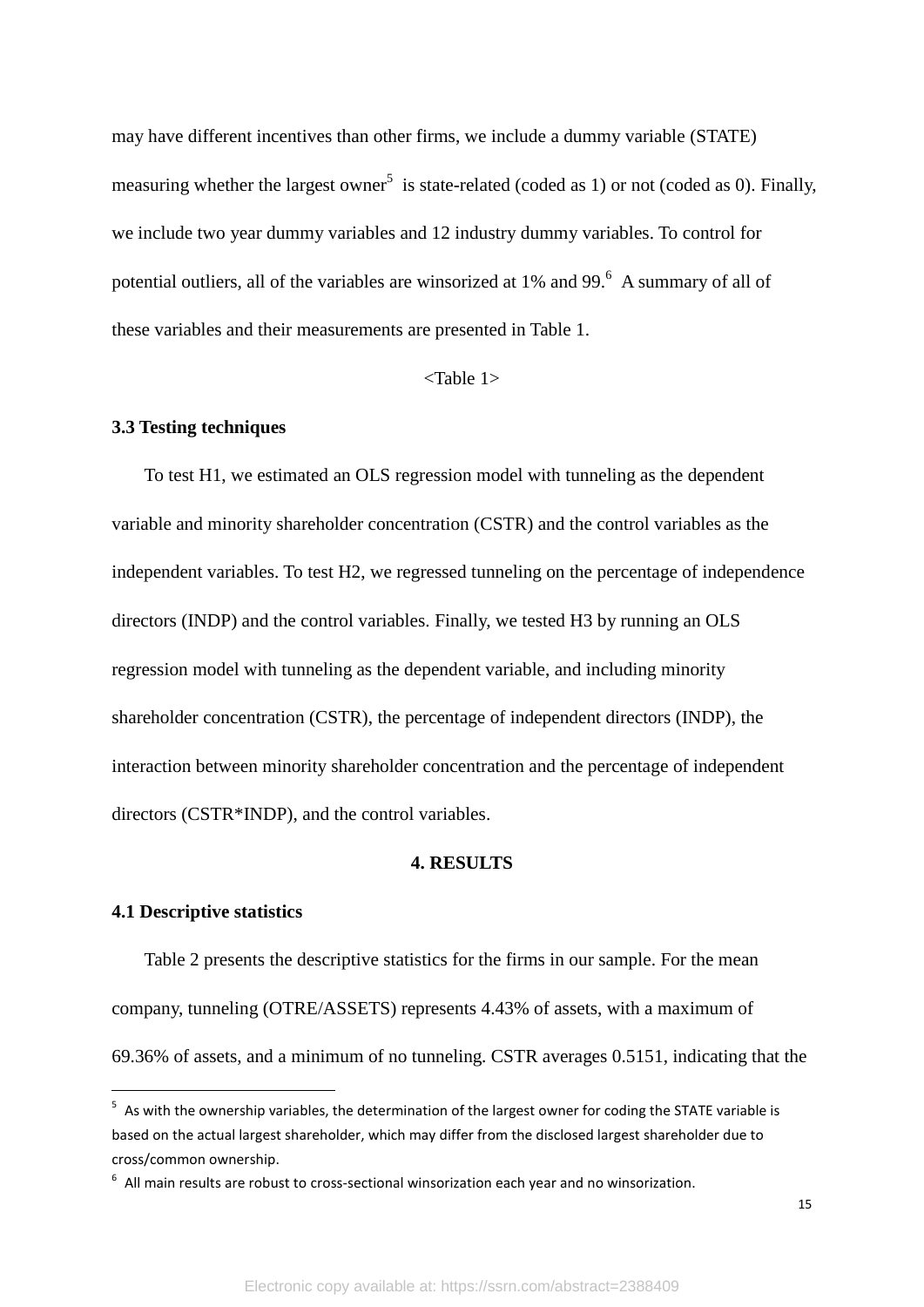may have different incentives than other firms, we include a dummy variable (STATE) measuring whether the largest owner[5] is state-related (coded as 1) or not (coded as 0). Finally, we include two year dummy variables and 12 industry dummy variables. To control for potential outliers, all of the variables are winsorized at 1% and 99.[6] A summary of all of these variables and their measurements are presented in Table 1.

<Table 1>

### 3.3 Testing techniques

To test H1, we estimated an OLS regression model with tunneling as the dependent variable and minority shareholder concentration (CSTR) and the control variables as the independent variables. To test H2, we regressed tunneling on the percentage of independence directors (INDP) and the control variables. Finally, we tested H3 by running an OLS regression model with tunneling as the dependent variable, and including minority shareholder concentration (CSTR), the percentage of independent directors (INDP), the interaction between minority shareholder concentration and the percentage of independent directors (CSTR*INDP), and the control variables.

## 4. RESULTS

### 4.1 Descriptive statistics

Table 2 presents the descriptive statistics for the firms in our sample. For the mean company, tunneling (OTRE/ASSETS) represents 4.43% of assets, with a maximum of 69.36% of assets, and a minimum of no tunneling. CSTR averages 0.5151, indicating that the

---

[5] As with the ownership variables, the determination of the largest owner for coding the STATE variable is based on the actual largest shareholder, which may differ from the disclosed largest shareholder due to cross/common ownership.

[6] All main results are robust to cross-sectional winsorization each year and no winsorization.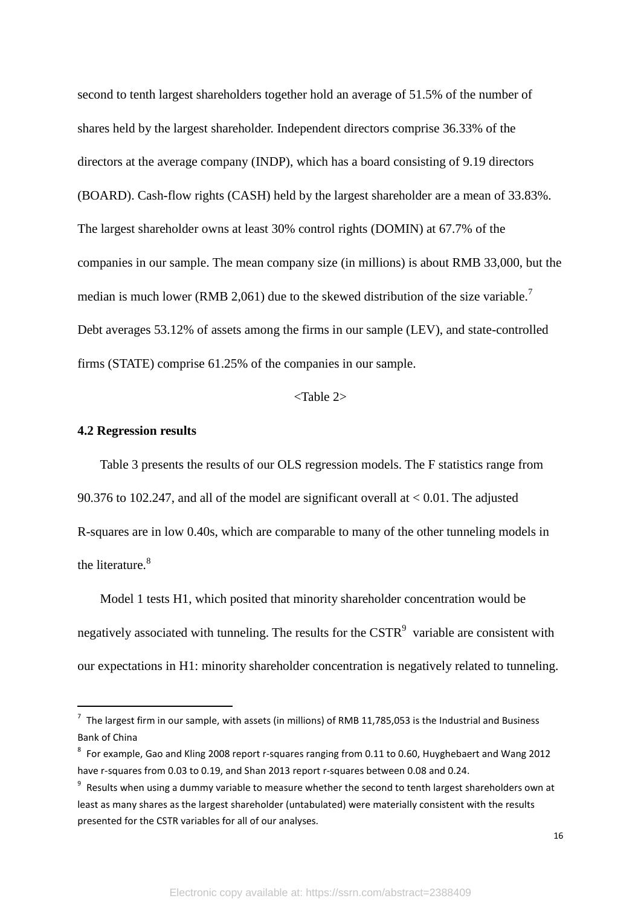second to tenth largest shareholders together hold an average of 51.5% of the number of shares held by the largest shareholder. Independent directors comprise 36.33% of the directors at the average company (INDP), which has a board consisting of 9.19 directors (BOARD). Cash-flow rights (CASH) held by the largest shareholder are a mean of 33.83%. The largest shareholder owns at least 30% control rights (DOMIN) at 67.7% of the companies in our sample. The mean company size (in millions) is about RMB 33,000, but the median is much lower (RMB 2,061) due to the skewed distribution of the size variable.[7] Debt averages 53.12% of assets among the firms in our sample (LEV), and state-controlled firms (STATE) comprise 61.25% of the companies in our sample.

<Table 2>

### 4.2 Regression results

Table 3 presents the results of our OLS regression models. The F statistics range from 90.376 to 102.247, and all of the model are significant overall at < 0.01. The adjusted R-squares are in low 0.40s, which are comparable to many of the other tunneling models in the literature.[8]

Model 1 tests H1, which posited that minority shareholder concentration would be negatively associated with tunneling. The results for the CSTR[9] variable are consistent with our expectations in H1: minority shareholder concentration is negatively related to tunneling.

---

[7] The largest firm in our sample, with assets (in millions) of RMB 11,785,053 is the Industrial and Business Bank of China

[8] For example, Gao and Kling 2008 report r-squares ranging from 0.11 to 0.60, Huyghebaert and Wang 2012 have r-squares from 0.03 to 0.19, and Shan 2013 report r-squares between 0.08 and 0.24.

[9] Results when using a dummy variable to measure whether the second to tenth largest shareholders own at least as many shares as the largest shareholder (untabulated) were materially consistent with the results presented for the CSTR variables for all of our analyses.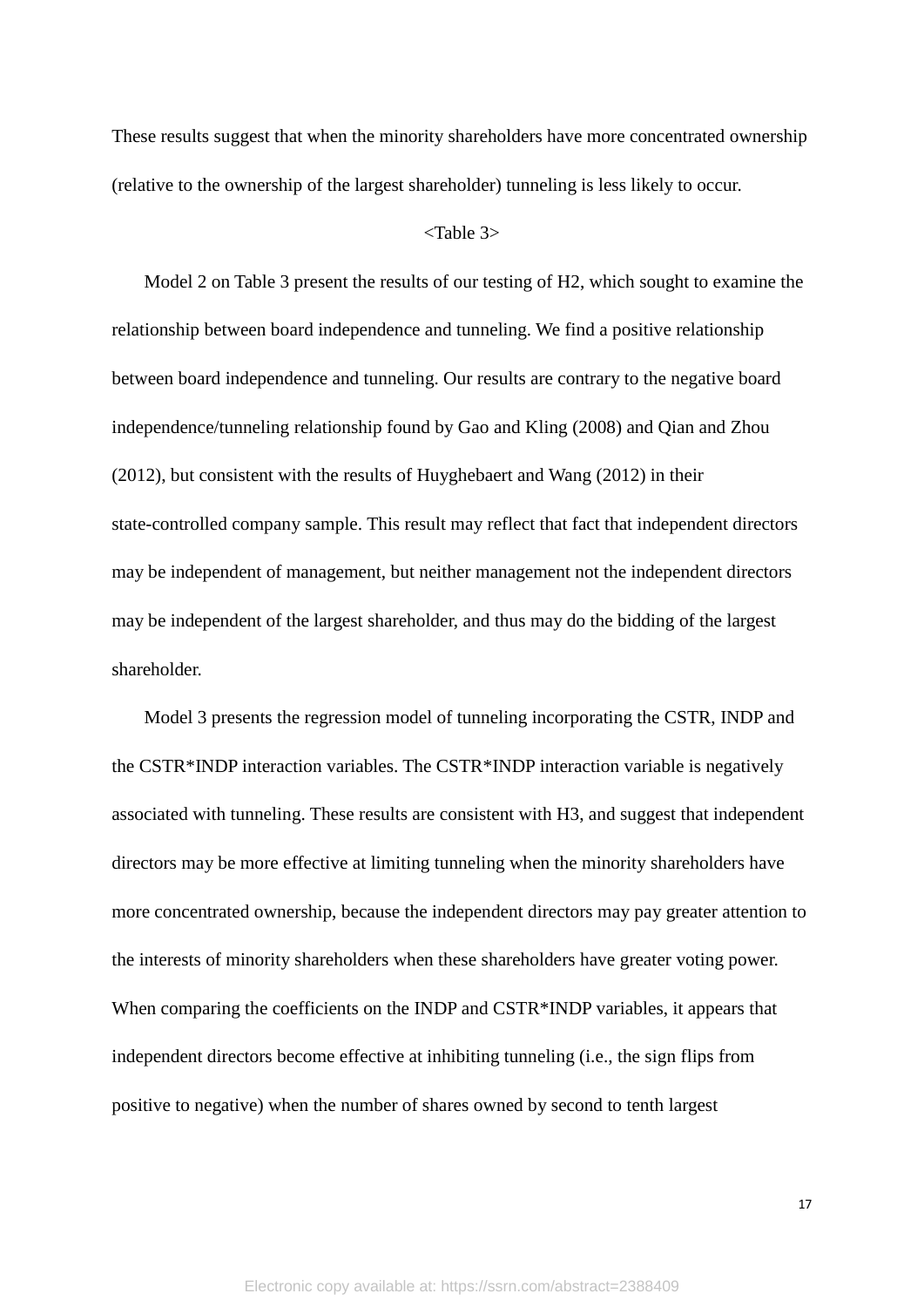These results suggest that when the minority shareholders have more concentrated ownership (relative to the ownership of the largest shareholder) tunneling is less likely to occur.

<Table 3>

Model 2 on Table 3 present the results of our testing of H2, which sought to examine the relationship between board independence and tunneling. We find a positive relationship between board independence and tunneling. Our results are contrary to the negative board independence/tunneling relationship found by Gao and Kling (2008) and Qian and Zhou (2012), but consistent with the results of Huyghebaert and Wang (2012) in their state-controlled company sample. This result may reflect that fact that independent directors may be independent of management, but neither management not the independent directors may be independent of the largest shareholder, and thus may do the bidding of the largest shareholder.

Model 3 presents the regression model of tunneling incorporating the CSTR, INDP and the CSTR*INDP interaction variables. The CSTR*INDP interaction variable is negatively associated with tunneling. These results are consistent with H3, and suggest that independent directors may be more effective at limiting tunneling when the minority shareholders have more concentrated ownership, because the independent directors may pay greater attention to the interests of minority shareholders when these shareholders have greater voting power. When comparing the coefficients on the INDP and CSTR*INDP variables, it appears that independent directors become effective at inhibiting tunneling (i.e., the sign flips from positive to negative) when the number of shares owned by second to tenth largest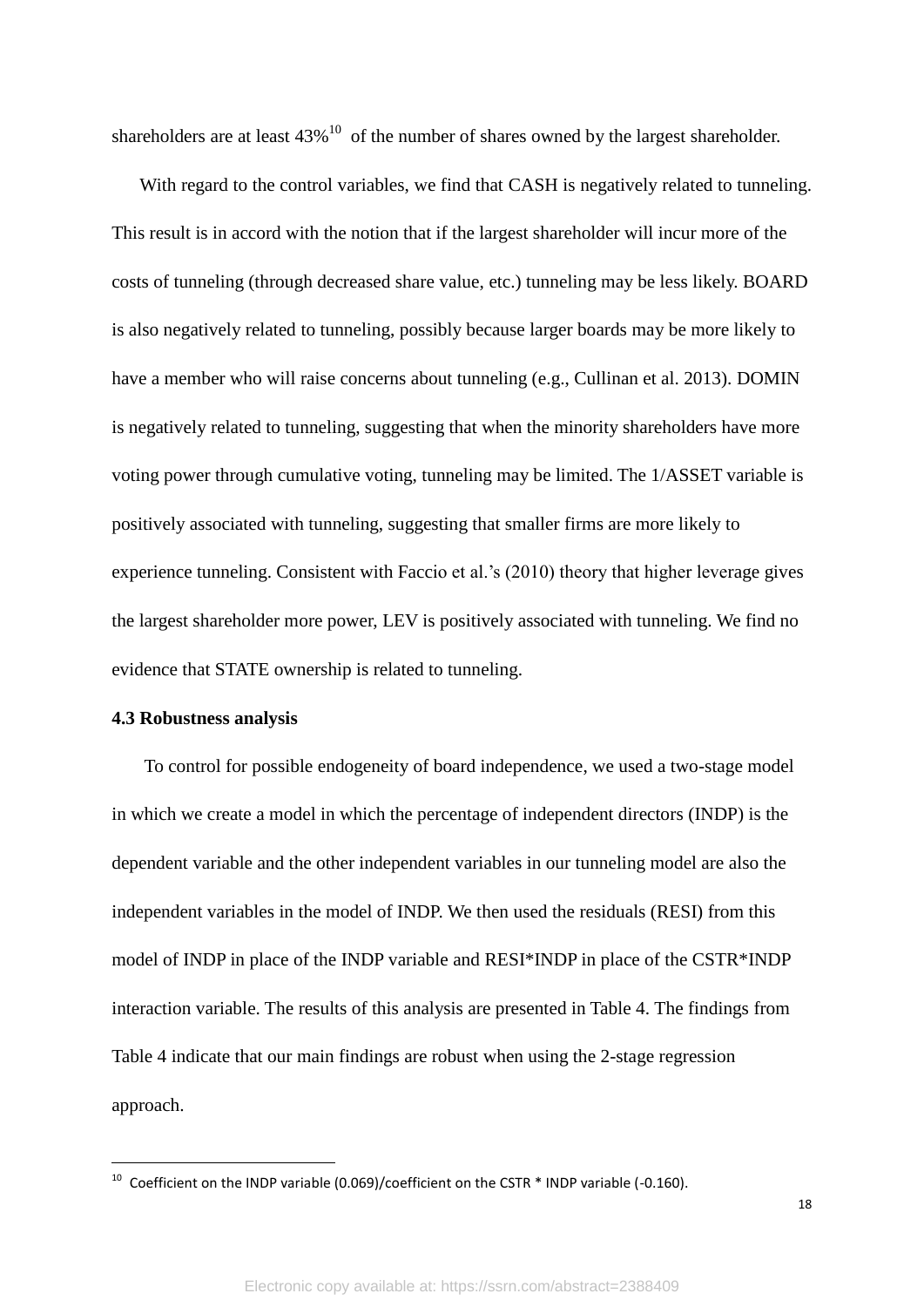shareholders are at least 43%[10] of the number of shares owned by the largest shareholder.

With regard to the control variables, we find that CASH is negatively related to tunneling. This result is in accord with the notion that if the largest shareholder will incur more of the costs of tunneling (through decreased share value, etc.) tunneling may be less likely. BOARD is also negatively related to tunneling, possibly because larger boards may be more likely to have a member who will raise concerns about tunneling (e.g., Cullinan et al. 2013). DOMIN is negatively related to tunneling, suggesting that when the minority shareholders have more voting power through cumulative voting, tunneling may be limited. The 1/ASSET variable is positively associated with tunneling, suggesting that smaller firms are more likely to experience tunneling. Consistent with Faccio et al.'s (2010) theory that higher leverage gives the largest shareholder more power, LEV is positively associated with tunneling. We find no evidence that STATE ownership is related to tunneling.

**4.3 Robustness analysis**

To control for possible endogeneity of board independence, we used a two-stage model in which we create a model in which the percentage of independent directors (INDP) is the dependent variable and the other independent variables in our tunneling model are also the independent variables in the model of INDP. We then used the residuals (RESI) from this model of INDP in place of the INDP variable and RESI*INDP in place of the CSTR*INDP interaction variable. The results of this analysis are presented in Table 4. The findings from Table 4 indicate that our main findings are robust when using the 2-stage regression approach.

---

[10] Coefficient on the INDP variable (0.069)/coefficient on the CSTR * INDP variable (-0.160).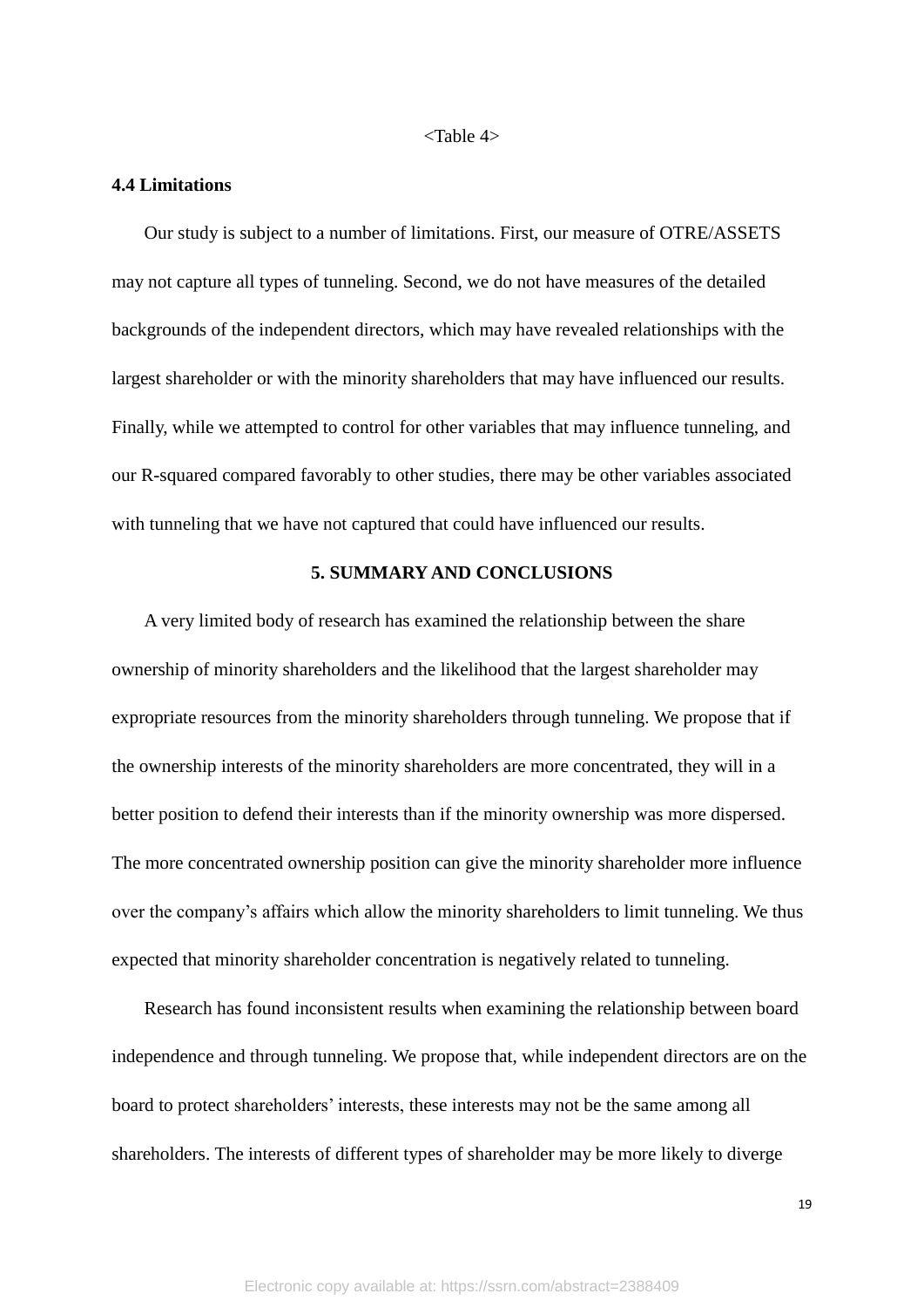<Table 4>

### 4.4 Limitations

Our study is subject to a number of limitations. First, our measure of OTRE/ASSETS may not capture all types of tunneling. Second, we do not have measures of the detailed backgrounds of the independent directors, which may have revealed relationships with the largest shareholder or with the minority shareholders that may have influenced our results. Finally, while we attempted to control for other variables that may influence tunneling, and our R-squared compared favorably to other studies, there may be other variables associated with tunneling that we have not captured that could have influenced our results.

## 5. SUMMARY AND CONCLUSIONS

A very limited body of research has examined the relationship between the share ownership of minority shareholders and the likelihood that the largest shareholder may expropriate resources from the minority shareholders through tunneling. We propose that if the ownership interests of the minority shareholders are more concentrated, they will in a better position to defend their interests than if the minority ownership was more dispersed. The more concentrated ownership position can give the minority shareholder more influence over the company's affairs which allow the minority shareholders to limit tunneling. We thus expected that minority shareholder concentration is negatively related to tunneling.

Research has found inconsistent results when examining the relationship between board independence and through tunneling. We propose that, while independent directors are on the board to protect shareholders' interests, these interests may not be the same among all shareholders. The interests of different types of shareholder may be more likely to diverge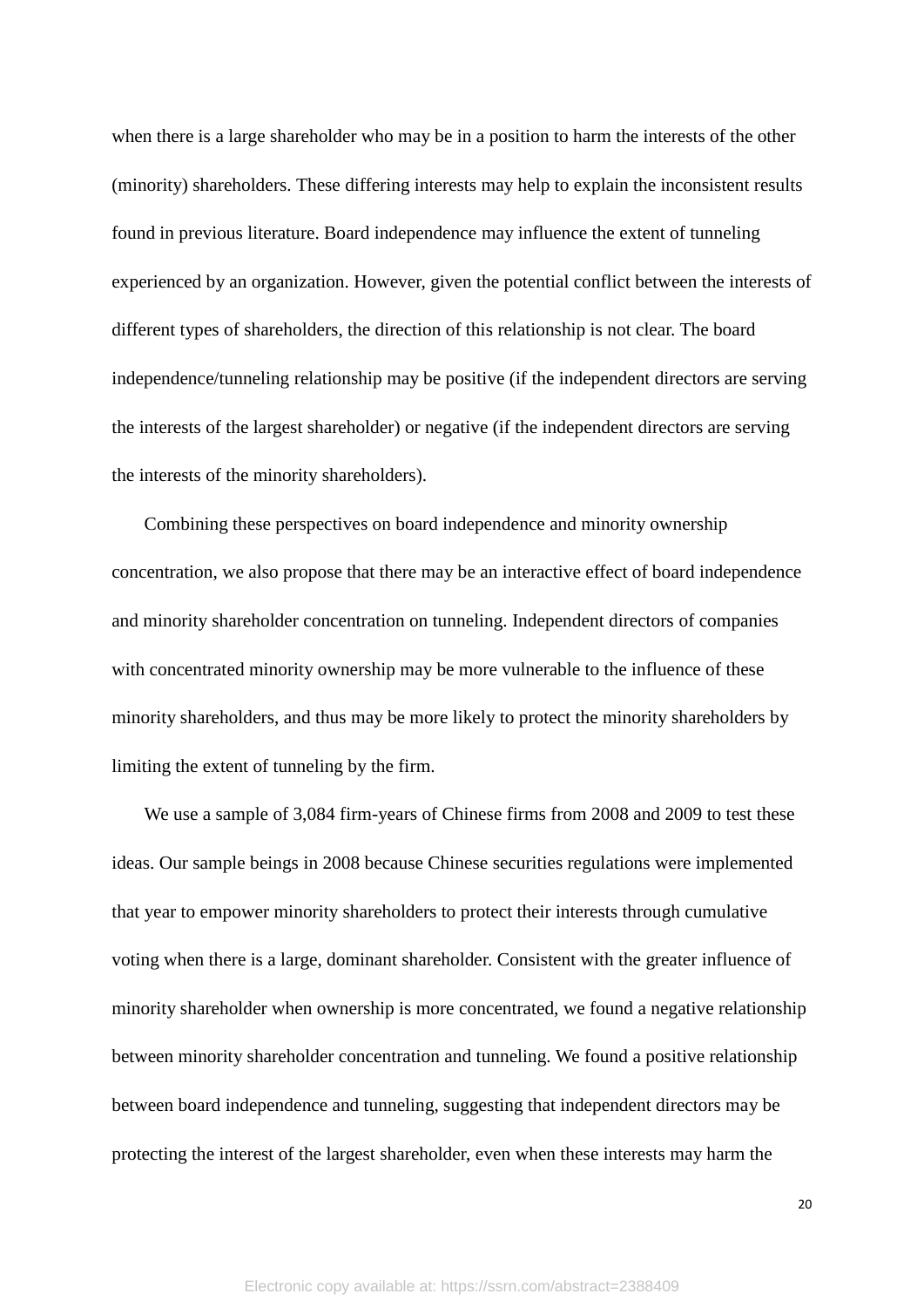when there is a large shareholder who may be in a position to harm the interests of the other (minority) shareholders. These differing interests may help to explain the inconsistent results found in previous literature. Board independence may influence the extent of tunneling experienced by an organization. However, given the potential conflict between the interests of different types of shareholders, the direction of this relationship is not clear. The board independence/tunneling relationship may be positive (if the independent directors are serving the interests of the largest shareholder) or negative (if the independent directors are serving the interests of the minority shareholders).

Combining these perspectives on board independence and minority ownership concentration, we also propose that there may be an interactive effect of board independence and minority shareholder concentration on tunneling. Independent directors of companies with concentrated minority ownership may be more vulnerable to the influence of these minority shareholders, and thus may be more likely to protect the minority shareholders by limiting the extent of tunneling by the firm.

We use a sample of 3,084 firm-years of Chinese firms from 2008 and 2009 to test these ideas. Our sample beings in 2008 because Chinese securities regulations were implemented that year to empower minority shareholders to protect their interests through cumulative voting when there is a large, dominant shareholder. Consistent with the greater influence of minority shareholder when ownership is more concentrated, we found a negative relationship between minority shareholder concentration and tunneling. We found a positive relationship between board independence and tunneling, suggesting that independent directors may be protecting the interest of the largest shareholder, even when these interests may harm the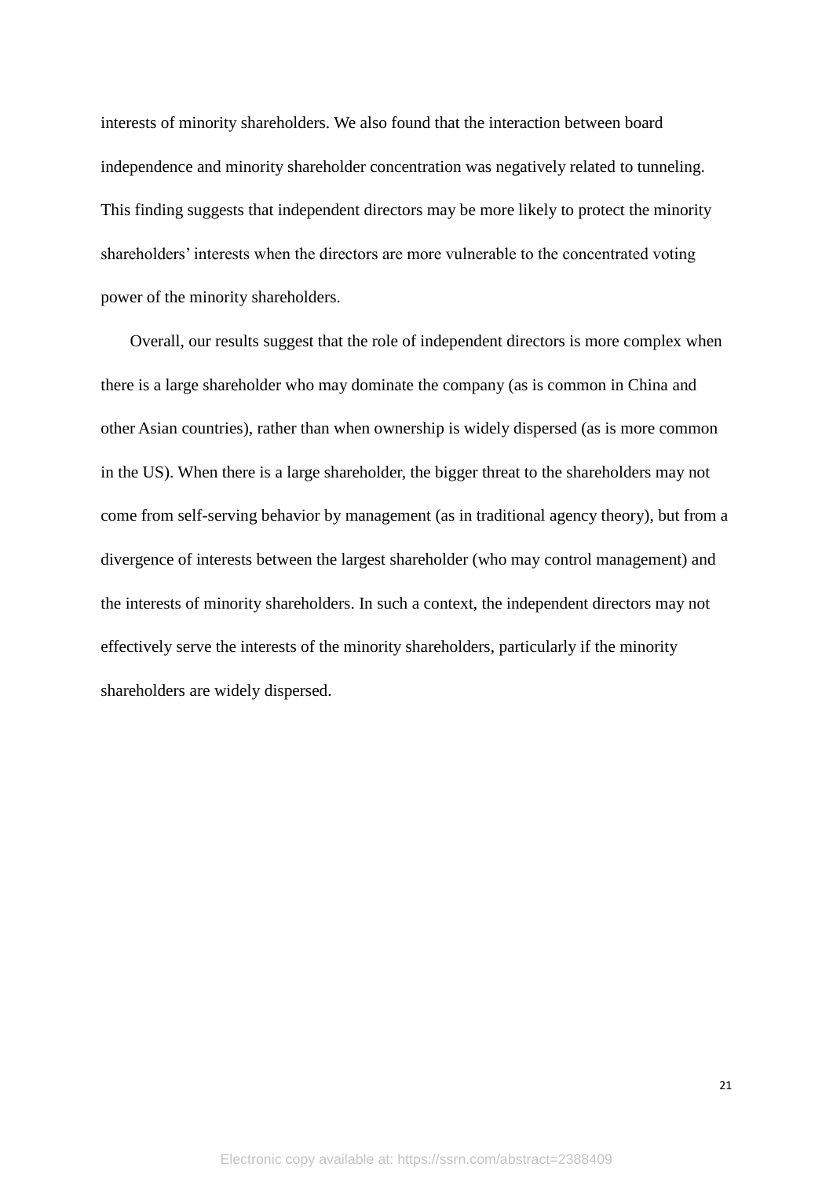interests of minority shareholders. We also found that the interaction between board independence and minority shareholder concentration was negatively related to tunneling. This finding suggests that independent directors may be more likely to protect the minority shareholders' interests when the directors are more vulnerable to the concentrated voting power of the minority shareholders.

Overall, our results suggest that the role of independent directors is more complex when there is a large shareholder who may dominate the company (as is common in China and other Asian countries), rather than when ownership is widely dispersed (as is more common in the US). When there is a large shareholder, the bigger threat to the shareholders may not come from self-serving behavior by management (as in traditional agency theory), but from a divergence of interests between the largest shareholder (who may control management) and the interests of minority shareholders. In such a context, the independent directors may not effectively serve the interests of the minority shareholders, particularly if the minority shareholders are widely dispersed.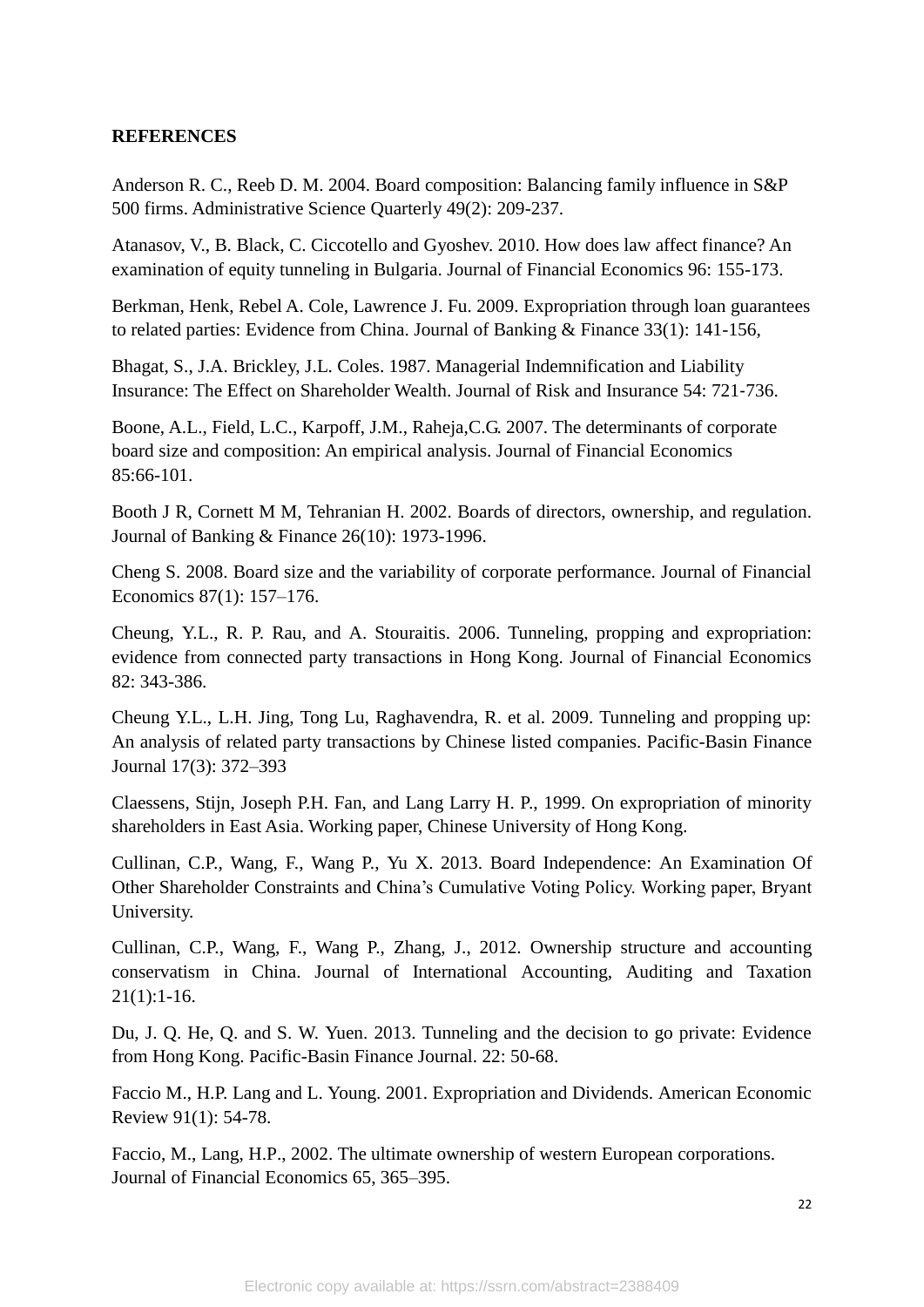**REFERENCES**

Anderson R. C., Reeb D. M. 2004. Board composition: Balancing family influence in S&P 500 firms. Administrative Science Quarterly 49(2): 209-237.

Atanasov, V., B. Black, C. Ciccotello and Gyoshev. 2010. How does law affect finance? An examination of equity tunneling in Bulgaria. Journal of Financial Economics 96: 155-173.

Berkman, Henk, Rebel A. Cole, Lawrence J. Fu. 2009. Expropriation through loan guarantees to related parties: Evidence from China. Journal of Banking & Finance 33(1): 141-156,

Bhagat, S., J.A. Brickley, J.L. Coles. 1987. Managerial Indemnification and Liability Insurance: The Effect on Shareholder Wealth. Journal of Risk and Insurance 54: 721-736.

Boone, A.L., Field, L.C., Karpoff, J.M., Raheja,C.G. 2007. The determinants of corporate board size and composition: An empirical analysis. Journal of Financial Economics 85:66-101.

Booth J R, Cornett M M, Tehranian H. 2002. Boards of directors, ownership, and regulation. Journal of Banking & Finance 26(10): 1973-1996.

Cheng S. 2008. Board size and the variability of corporate performance. Journal of Financial Economics 87(1): 157–176.

Cheung, Y.L., R. P. Rau, and A. Stouraitis. 2006. Tunneling, propping and expropriation: evidence from connected party transactions in Hong Kong. Journal of Financial Economics 82: 343-386.

Cheung Y.L., L.H. Jing, Tong Lu, Raghavendra, R. et al. 2009. Tunneling and propping up: An analysis of related party transactions by Chinese listed companies. Pacific-Basin Finance Journal 17(3): 372–393

Claessens, Stijn, Joseph P.H. Fan, and Lang Larry H. P., 1999. On expropriation of minority shareholders in East Asia. Working paper, Chinese University of Hong Kong.

Cullinan, C.P., Wang, F., Wang P., Yu X. 2013. Board Independence: An Examination Of Other Shareholder Constraints and China's Cumulative Voting Policy. Working paper, Bryant University.

Cullinan, C.P., Wang, F., Wang P., Zhang, J., 2012. Ownership structure and accounting conservatism in China. Journal of International Accounting, Auditing and Taxation 21(1):1-16.

Du, J. Q. He, Q. and S. W. Yuen. 2013. Tunneling and the decision to go private: Evidence from Hong Kong. Pacific-Basin Finance Journal. 22: 50-68.

Faccio M., H.P. Lang and L. Young. 2001. Expropriation and Dividends. American Economic Review 91(1): 54-78.

Faccio, M., Lang, H.P., 2002. The ultimate ownership of western European corporations. Journal of Financial Economics 65, 365–395.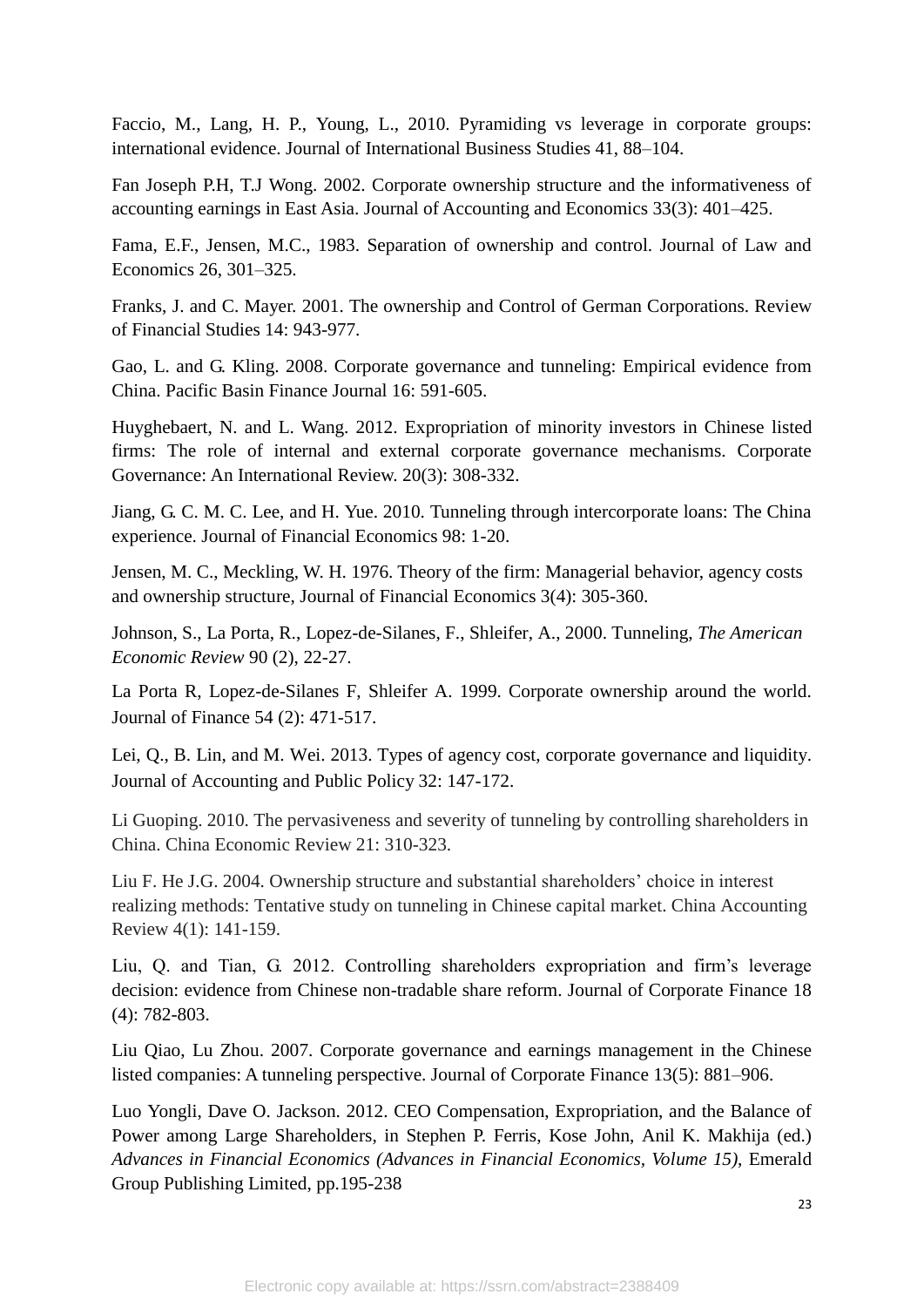Faccio, M., Lang, H. P., Young, L., 2010. Pyramiding vs leverage in corporate groups: international evidence. Journal of International Business Studies 41, 88–104.

Fan Joseph P.H, T.J Wong. 2002. Corporate ownership structure and the informativeness of accounting earnings in East Asia. Journal of Accounting and Economics 33(3): 401–425.

Fama, E.F., Jensen, M.C., 1983. Separation of ownership and control. Journal of Law and Economics 26, 301–325.

Franks, J. and C. Mayer. 2001. The ownership and Control of German Corporations. Review of Financial Studies 14: 943-977.

Gao, L. and G. Kling. 2008. Corporate governance and tunneling: Empirical evidence from China. Pacific Basin Finance Journal 16: 591-605.

Huyghebaert, N. and L. Wang. 2012. Expropriation of minority investors in Chinese listed firms: The role of internal and external corporate governance mechanisms. Corporate Governance: An International Review. 20(3): 308-332.

Jiang, G. C. M. C. Lee, and H. Yue. 2010. Tunneling through intercorporate loans: The China experience. Journal of Financial Economics 98: 1-20.

Jensen, M. C., Meckling, W. H. 1976. Theory of the firm: Managerial behavior, agency costs and ownership structure, Journal of Financial Economics 3(4): 305-360.

Johnson, S., La Porta, R., Lopez-de-Silanes, F., Shleifer, A., 2000. Tunneling, *The American Economic Review* 90 (2), 22-27.

La Porta R, Lopez-de-Silanes F, Shleifer A. 1999. Corporate ownership around the world. Journal of Finance 54 (2): 471-517.

Lei, Q., B. Lin, and M. Wei. 2013. Types of agency cost, corporate governance and liquidity. Journal of Accounting and Public Policy 32: 147-172.

Li Guoping. 2010. The pervasiveness and severity of tunneling by controlling shareholders in China. China Economic Review 21: 310-323.

Liu F. He J.G. 2004. Ownership structure and substantial shareholders' choice in interest realizing methods: Tentative study on tunneling in Chinese capital market. China Accounting Review 4(1): 141-159.

Liu, Q. and Tian, G. 2012. Controlling shareholders expropriation and firm's leverage decision: evidence from Chinese non-tradable share reform. Journal of Corporate Finance 18 (4): 782-803.

Liu Qiao, Lu Zhou. 2007. Corporate governance and earnings management in the Chinese listed companies: A tunneling perspective. Journal of Corporate Finance 13(5): 881–906.

Luo Yongli, Dave O. Jackson. 2012. CEO Compensation, Expropriation, and the Balance of Power among Large Shareholders, in Stephen P. Ferris, Kose John, Anil K. Makhija (ed.) *Advances in Financial Economics (Advances in Financial Economics, Volume 15)*, Emerald Group Publishing Limited, pp.195-238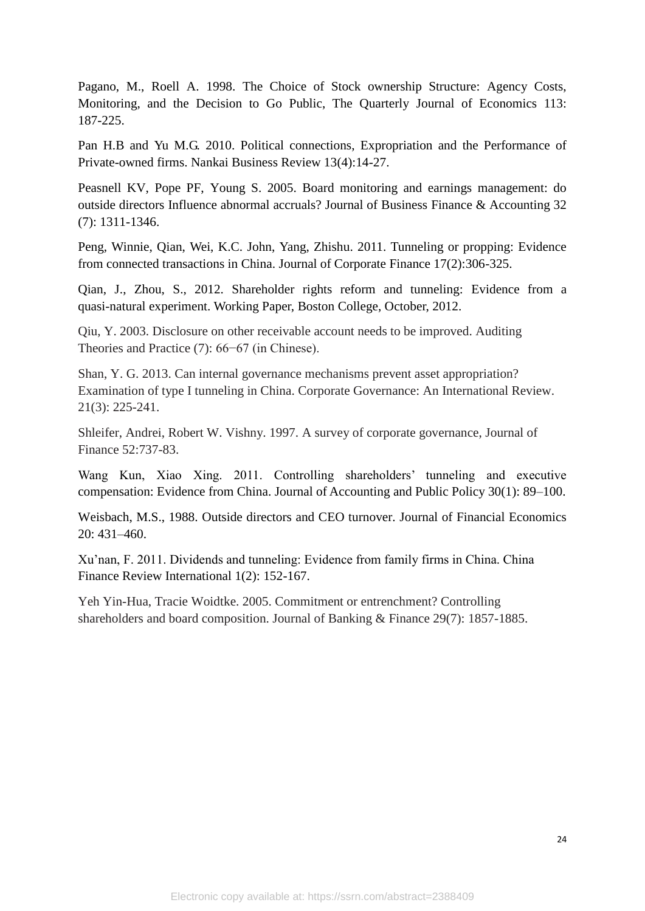Pagano, M., Roell A. 1998. The Choice of Stock ownership Structure: Agency Costs, Monitoring, and the Decision to Go Public, The Quarterly Journal of Economics 113: 187-225.

Pan H.B and Yu M.G. 2010. Political connections, Expropriation and the Performance of Private-owned firms. Nankai Business Review 13(4):14-27.

Peasnell KV, Pope PF, Young S. 2005. Board monitoring and earnings management: do outside directors Influence abnormal accruals? Journal of Business Finance & Accounting 32 (7): 1311-1346.

Peng, Winnie, Qian, Wei, K.C. John, Yang, Zhishu. 2011. Tunneling or propping: Evidence from connected transactions in China. Journal of Corporate Finance 17(2):306-325.

Qian, J., Zhou, S., 2012. Shareholder rights reform and tunneling: Evidence from a quasi-natural experiment. Working Paper, Boston College, October, 2012.

Qiu, Y. 2003. Disclosure on other receivable account needs to be improved. Auditing Theories and Practice (7): 66−67 (in Chinese).

Shan, Y. G. 2013. Can internal governance mechanisms prevent asset appropriation? Examination of type I tunneling in China. Corporate Governance: An International Review. 21(3): 225-241.

Shleifer, Andrei, Robert W. Vishny. 1997. A survey of corporate governance, Journal of Finance 52:737-83.

Wang Kun, Xiao Xing. 2011. Controlling shareholders' tunneling and executive compensation: Evidence from China. Journal of Accounting and Public Policy 30(1): 89–100.

Weisbach, M.S., 1988. Outside directors and CEO turnover. Journal of Financial Economics 20: 431–460.

Xu'nan, F. 2011. Dividends and tunneling: Evidence from family firms in China. China Finance Review International 1(2): 152-167.

Yeh Yin-Hua, Tracie Woidtke. 2005. Commitment or entrenchment? Controlling shareholders and board composition. Journal of Banking & Finance 29(7): 1857-1885.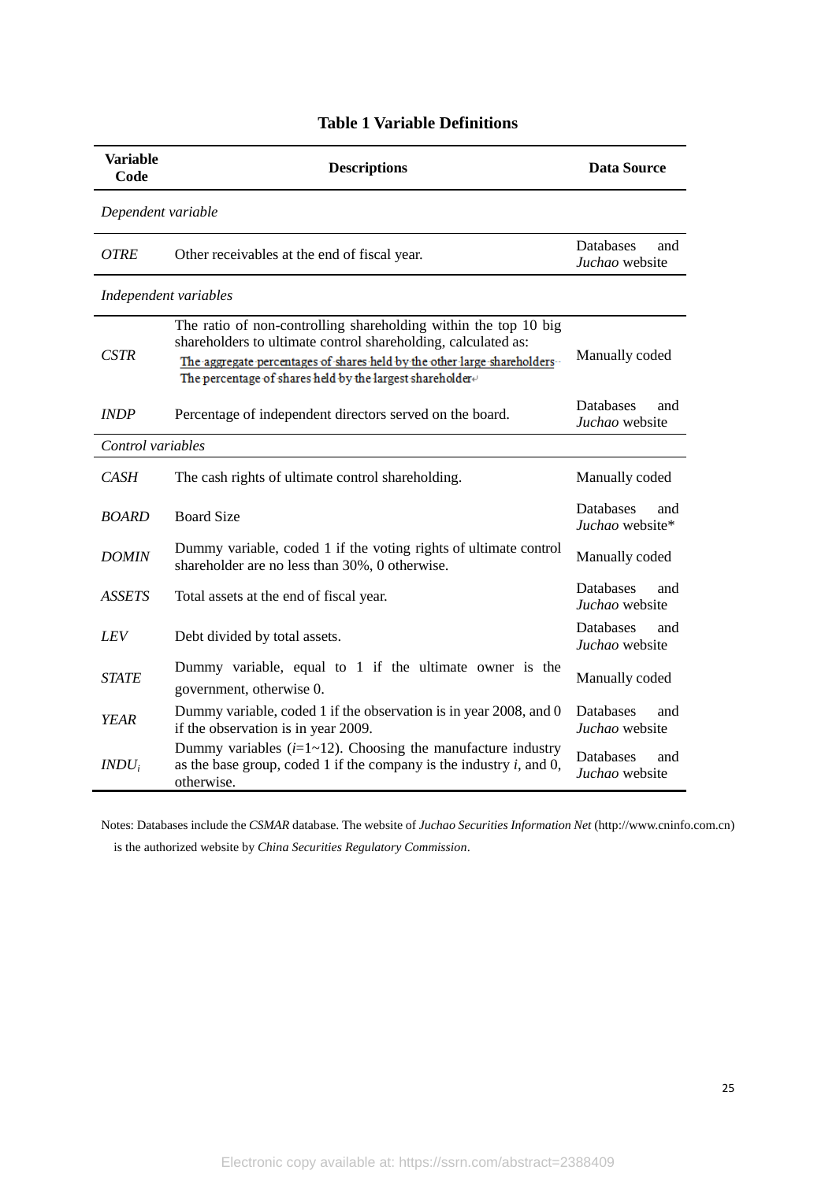**Table 1 Variable Definitions**

| Variable Code | Descriptions | Data Source |
|---|---|---|
| *Dependent variable* | | |
| *OTRE* | Other receivables at the end of fiscal year. | Databases and *Juchao* website |
| *Independent variables* | | |
| *CSTR* | The ratio of non-controlling shareholding within the top 10 big shareholders to ultimate control shareholding, calculated as: $\frac{\text{The aggregate percentages of shares held by the other large shareholders}}{\text{The percentage of shares held by the largest shareholder}}$ | Manually coded |
| *INDP* | Percentage of independent directors served on the board. | Databases and *Juchao* website |
| *Control variables* | | |
| *CASH* | The cash rights of ultimate control shareholding. | Manually coded |
| *BOARD* | Board Size | Databases and *Juchao* website* |
| *DOMIN* | Dummy variable, coded 1 if the voting rights of ultimate control shareholder are no less than 30%, 0 otherwise. | Manually coded |
| *ASSETS* | Total assets at the end of fiscal year. | Databases and *Juchao* website |
| *LEV* | Debt divided by total assets. | Databases and *Juchao* website |
| *STATE* | Dummy variable, equal to 1 if the ultimate owner is the government, otherwise 0. | Manually coded |
| *YEAR* | Dummy variable, coded 1 if the observation is in year 2008, and 0 if the observation is in year 2009. | Databases and *Juchao* website |
| $INDU_i$ | Dummy variables ($i$=1~12). Choosing the manufacture industry as the base group, coded 1 if the company is the industry $i$, and 0, otherwise. | Databases and *Juchao* website |

Notes: Databases include the *CSMAR* database. The website of *Juchao Securities Information Net* (http://www.cninfo.com.cn) is the authorized website by *China Securities Regulatory Commission*.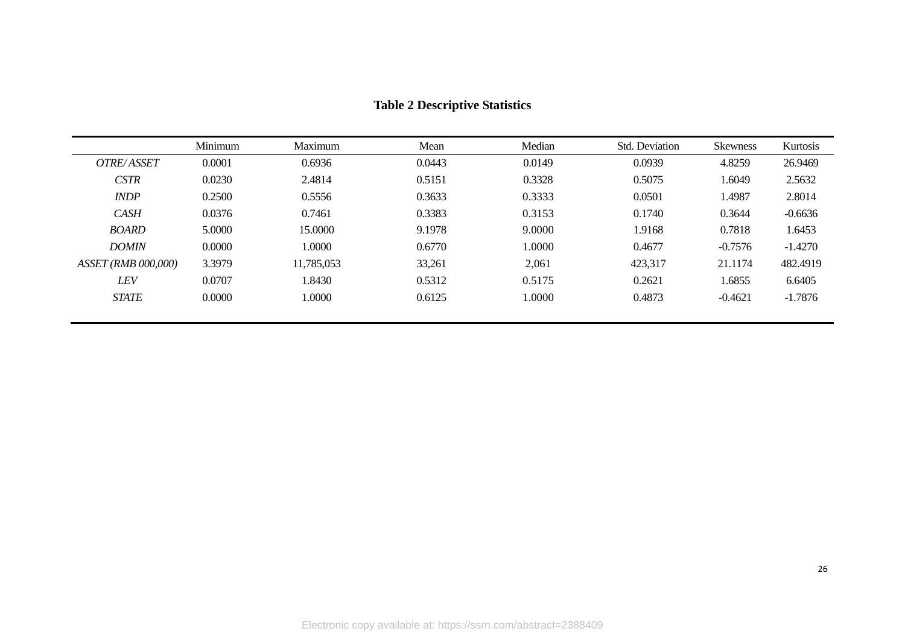**Table 2 Descriptive Statistics**

| | Minimum | Maximum | Mean | Median | Std. Deviation | Skewness | Kurtosis |
|---|---|---|---|---|---|---|---|
| *OTRE/ ASSET* | 0.0001 | 0.6936 | 0.0443 | 0.0149 | 0.0939 | 4.8259 | 26.9469 |
| *CSTR* | 0.0230 | 2.4814 | 0.5151 | 0.3328 | 0.5075 | 1.6049 | 2.5632 |
| *INDP* | 0.2500 | 0.5556 | 0.3633 | 0.3333 | 0.0501 | 1.4987 | 2.8014 |
| *CASH* | 0.0376 | 0.7461 | 0.3383 | 0.3153 | 0.1740 | 0.3644 | -0.6636 |
| *BOARD* | 5.0000 | 15.0000 | 9.1978 | 9.0000 | 1.9168 | 0.7818 | 1.6453 |
| *DOMIN* | 0.0000 | 1.0000 | 0.6770 | 1.0000 | 0.4677 | -0.7576 | -1.4270 |
| *ASSET (RMB 000,000)* | 3.3979 | 11,785,053 | 33,261 | 2,061 | 423,317 | 21.1174 | 482.4919 |
| *LEV* | 0.0707 | 1.8430 | 0.5312 | 0.5175 | 0.2621 | 1.6855 | 6.6405 |
| *STATE* | 0.0000 | 1.0000 | 0.6125 | 1.0000 | 0.4873 | -0.4621 | -1.7876 |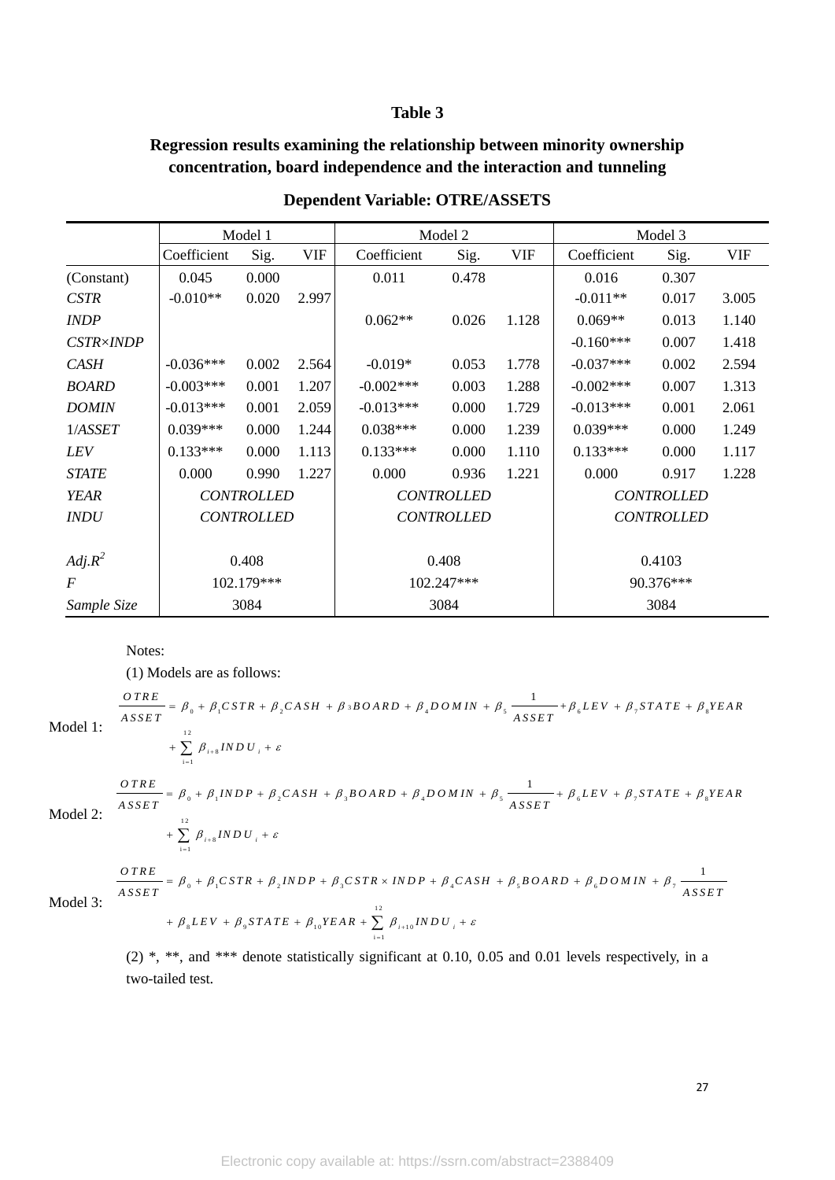**Table 3**

**Regression results examining the relationship between minority ownership concentration, board independence and the interaction and tunneling**

**Dependent Variable: OTRE/ASSETS**

| | Model 1 | | | Model 2 | | | Model 3 | | |
|---|---|---|---|---|---|---|---|---|---|
| | Coefficient | Sig. | VIF | Coefficient | Sig. | VIF | Coefficient | Sig. | VIF |
| (Constant) | 0.045 | 0.000 | | 0.011 | 0.478 | | 0.016 | 0.307 | |
| *CSTR* | -0.010** | 0.020 | 2.997 | | | | -0.011** | 0.017 | 3.005 |
| *INDP* | | | | 0.062** | 0.026 | 1.128 | 0.069** | 0.013 | 1.140 |
| *CSTR×INDP* | | | | | | | -0.160*** | 0.007 | 1.418 |
| *CASH* | -0.036*** | 0.002 | 2.564 | -0.019* | 0.053 | 1.778 | -0.037*** | 0.002 | 2.594 |
| *BOARD* | -0.003*** | 0.001 | 1.207 | -0.002*** | 0.003 | 1.288 | -0.002*** | 0.007 | 1.313 |
| *DOMIN* | -0.013*** | 0.001 | 2.059 | -0.013*** | 0.000 | 1.729 | -0.013*** | 0.001 | 2.061 |
| 1/*ASSET* | 0.039*** | 0.000 | 1.244 | 0.038*** | 0.000 | 1.239 | 0.039*** | 0.000 | 1.249 |
| *LEV* | 0.133*** | 0.000 | 1.113 | 0.133*** | 0.000 | 1.110 | 0.133*** | 0.000 | 1.117 |
| *STATE* | 0.000 | 0.990 | 1.227 | 0.000 | 0.936 | 1.221 | 0.000 | 0.917 | 1.228 |
| *YEAR* | *CONTROLLED* | | | *CONTROLLED* | | | *CONTROLLED* | | |
| *INDU* | *CONTROLLED* | | | *CONTROLLED* | | | *CONTROLLED* | | |
| $Adj.R^2$ | 0.408 | | | 0.408 | | | 0.4103 | | |
| *F* | 102.179*** | | | 102.247*** | | | 90.376*** | | |
| *Sample Size* | 3084 | | | 3084 | | | 3084 | | |

Notes:

(1) Models are as follows:

Model 1:
$$\frac{OTRE}{ASSET} = \beta_0 + \beta_1 CSTR + \beta_2 CASH + \beta_3 BOARD + \beta_4 DOMIN + \beta_5 \frac{1}{ASSET} + \beta_6 LEV + \beta_7 STATE + \beta_8 YEAR + \sum_{i=1}^{12} \beta_{i+8} INDU_i + \varepsilon$$

Model 2:
$$\frac{OTRE}{ASSET} = \beta_0 + \beta_1 INDP + \beta_2 CASH + \beta_3 BOARD + \beta_4 DOMIN + \beta_5 \frac{1}{ASSET} + \beta_6 LEV + \beta_7 STATE + \beta_8 YEAR + \sum_{i=1}^{12} \beta_{i+8} INDU_i + \varepsilon$$

Model 3:
$$\frac{OTRE}{ASSET} = \beta_0 + \beta_1 CSTR + \beta_2 INDP + \beta_3 CSTR \times INDP + \beta_4 CASH + \beta_5 BOARD + \beta_6 DOMIN + \beta_7 \frac{1}{ASSET} + \beta_8 LEV + \beta_9 STATE + \beta_{10} YEAR + \sum_{i=1}^{12} \beta_{i+10} INDU_i + \varepsilon$$

(2) *, **, and *** denote statistically significant at 0.10, 0.05 and 0.01 levels respectively, in a two-tailed test.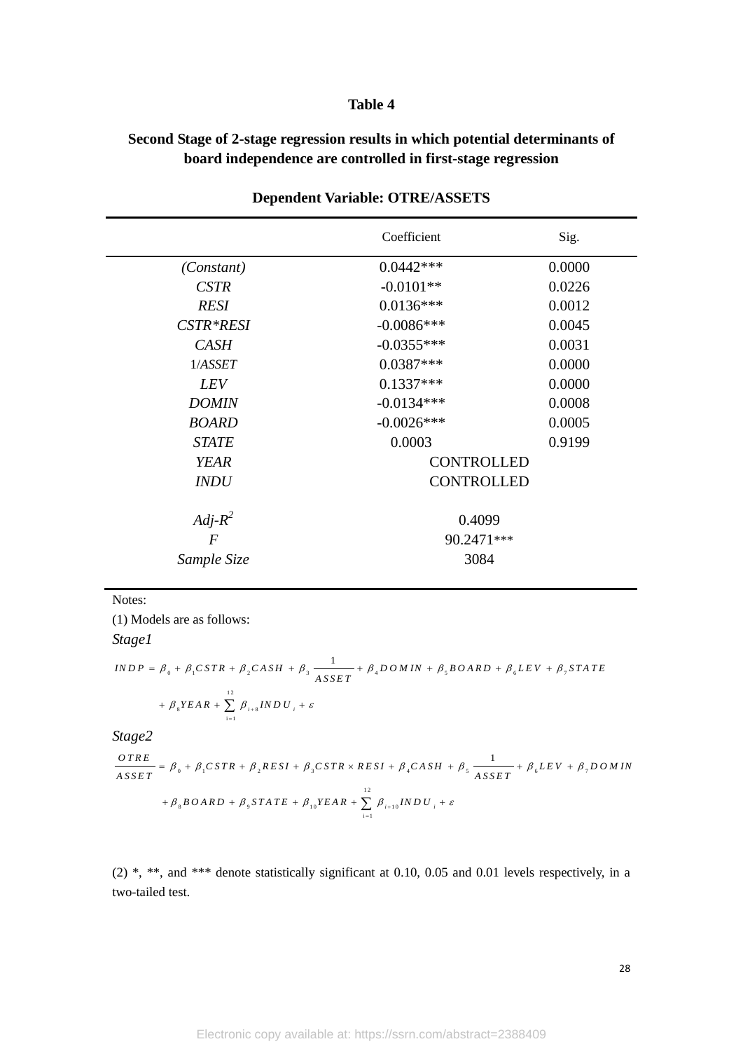**Table 4**

**Second Stage of 2-stage regression results in which potential determinants of board independence are controlled in first-stage regression**

**Dependent Variable: OTRE/ASSETS**

| | Coefficient | Sig. |
|---|---|---|
| *(Constant)* | 0.0442*** | 0.0000 |
| *CSTR* | -0.0101** | 0.0226 |
| *RESI* | 0.0136*** | 0.0012 |
| *CSTR\*RESI* | -0.0086*** | 0.0045 |
| *CASH* | -0.0355*** | 0.0031 |
| 1/*ASSET* | 0.0387*** | 0.0000 |
| *LEV* | 0.1337*** | 0.0000 |
| *DOMIN* | -0.0134*** | 0.0008 |
| *BOARD* | -0.0026*** | 0.0005 |
| *STATE* | 0.0003 | 0.9199 |
| *YEAR* | CONTROLLED | |
| *INDU* | CONTROLLED | |
| $Adj\text{-}R^2$ | 0.4099 | |
| *F* | 90.2471*** | |
| *Sample Size* | 3084 | |

Notes:

(1) Models are as follows:

*Stage1*

$$INDP = \beta_0 + \beta_1 CSTR + \beta_2 CASH + \beta_3 \frac{1}{ASSET} + \beta_4 DOMIN + \beta_5 BOARD + \beta_6 LEV + \beta_7 STATE + \beta_8 YEAR + \sum_{i=1}^{12} \beta_{i+8} INDU_i + \varepsilon$$

*Stage2*

$$\frac{OTRE}{ASSET} = \beta_0 + \beta_1 CSTR + \beta_2 RESI + \beta_3 CSTR \times RESI + \beta_4 CASH + \beta_5 \frac{1}{ASSET} + \beta_6 LEV + \beta_7 DOMIN + \beta_8 BOARD + \beta_9 STATE + \beta_{10} YEAR + \sum_{i=1}^{12} \beta_{i+10} INDU_i + \varepsilon$$

(2) *, **, and *** denote statistically significant at 0.10, 0.05 and 0.01 levels respectively, in a two-tailed test.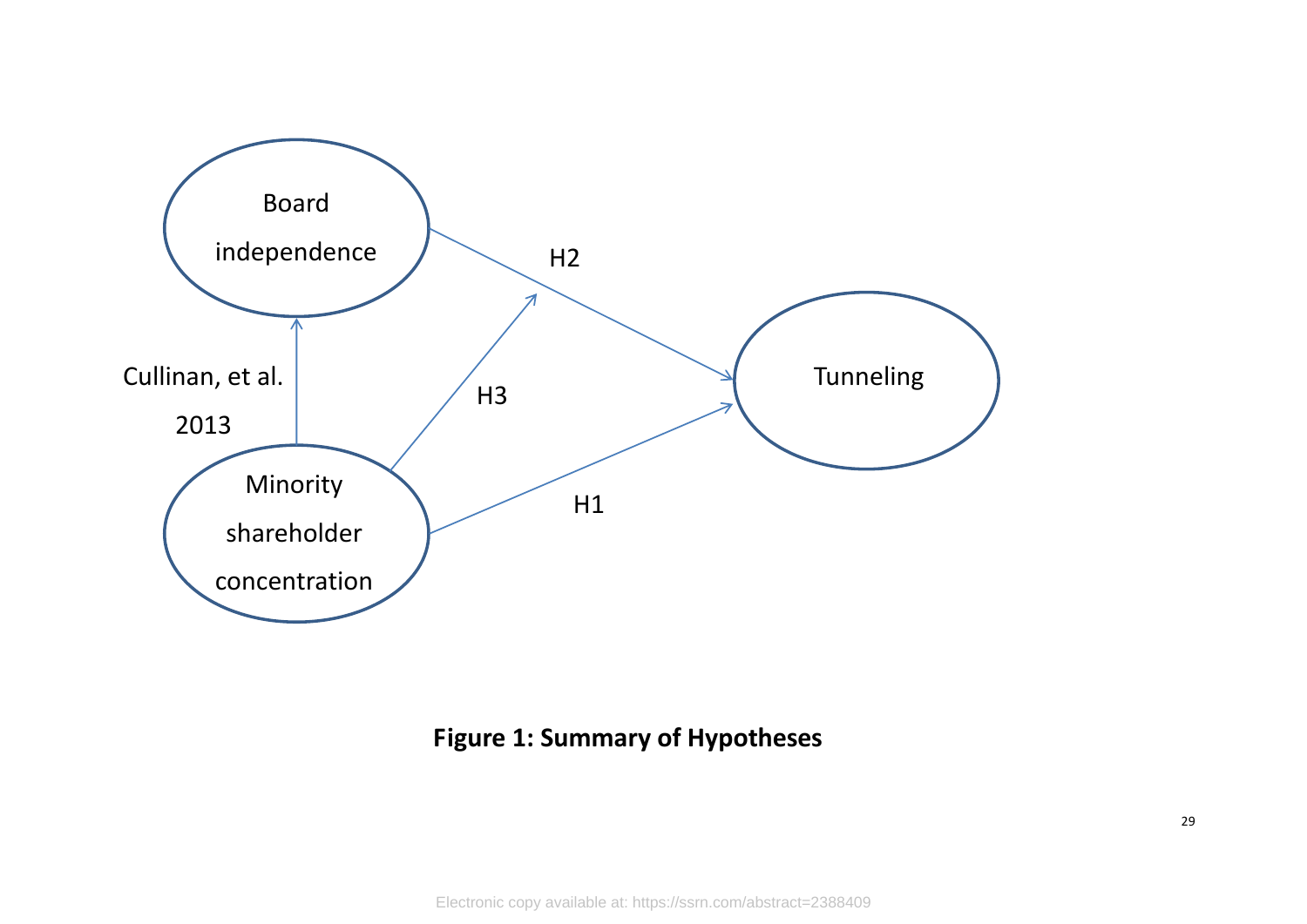Board independence

H2

Tunneling

Cullinan, et al. 2013

H3

Minority shareholder concentration

H1

**Figure 1: Summary of Hypotheses**